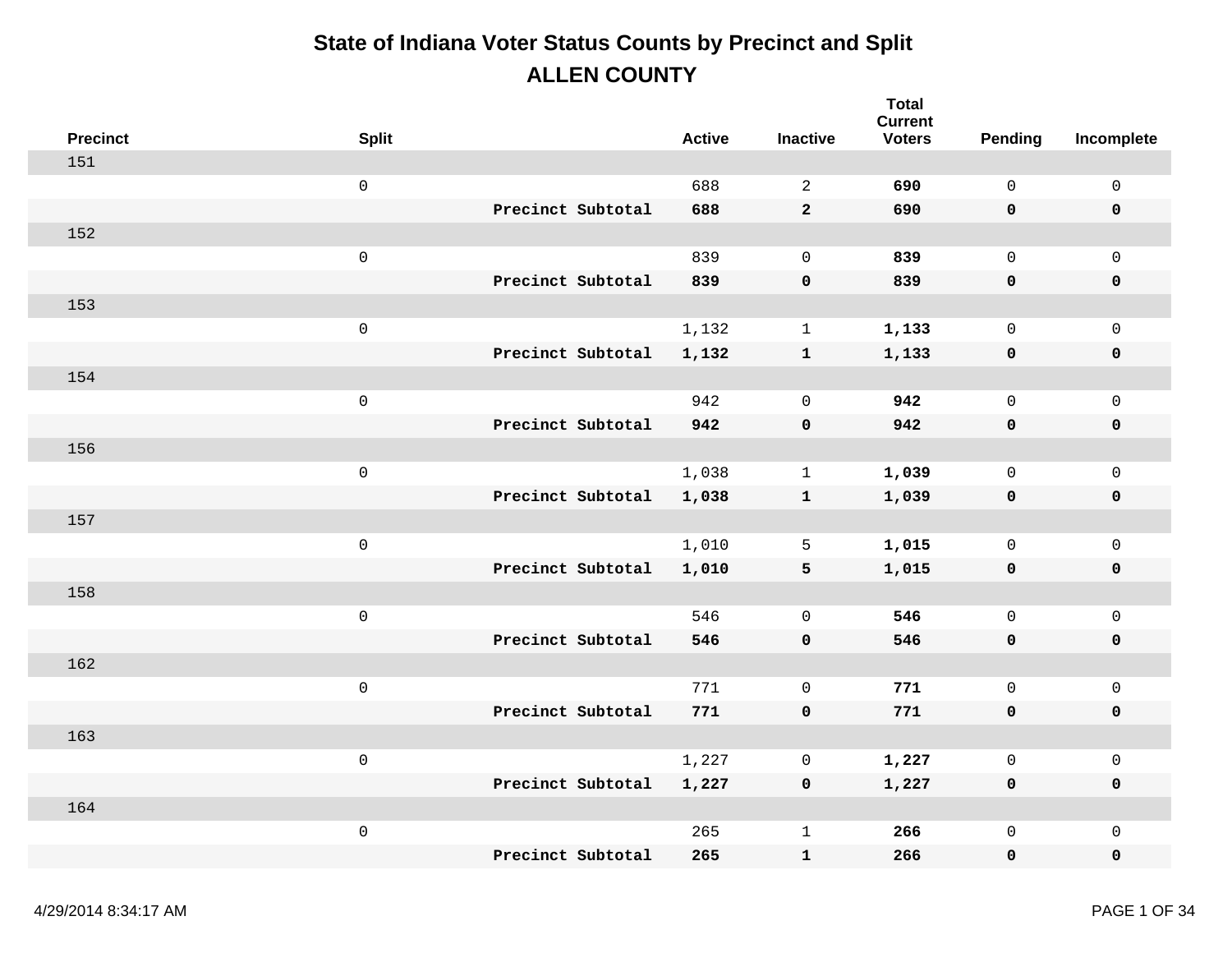# State of Indiana Voter Status Counts by Precinct and Split

## ALLEN COUNTY

| Precinct | Split | | Active | Inactive | Total Current Voters | Pending | Incomplete |
|---|---|---|---|---|---|---|---|
| 151 | | | | | | | |
| | 0 | | 688 | 2 | **690** | 0 | 0 |
| | | **Precinct Subtotal** | **688** | **2** | **690** | **0** | **0** |
| 152 | | | | | | | |
| | 0 | | 839 | 0 | **839** | 0 | 0 |
| | | **Precinct Subtotal** | **839** | **0** | **839** | **0** | **0** |
| 153 | | | | | | | |
| | 0 | | 1,132 | 1 | **1,133** | 0 | 0 |
| | | **Precinct Subtotal** | **1,132** | **1** | **1,133** | **0** | **0** |
| 154 | | | | | | | |
| | 0 | | 942 | 0 | **942** | 0 | 0 |
| | | **Precinct Subtotal** | **942** | **0** | **942** | **0** | **0** |
| 156 | | | | | | | |
| | 0 | | 1,038 | 1 | **1,039** | 0 | 0 |
| | | **Precinct Subtotal** | **1,038** | **1** | **1,039** | **0** | **0** |
| 157 | | | | | | | |
| | 0 | | 1,010 | 5 | **1,015** | 0 | 0 |
| | | **Precinct Subtotal** | **1,010** | **5** | **1,015** | **0** | **0** |
| 158 | | | | | | | |
| | 0 | | 546 | 0 | **546** | 0 | 0 |
| | | **Precinct Subtotal** | **546** | **0** | **546** | **0** | **0** |
| 162 | | | | | | | |
| | 0 | | 771 | 0 | **771** | 0 | 0 |
| | | **Precinct Subtotal** | **771** | **0** | **771** | **0** | **0** |
| 163 | | | | | | | |
| | 0 | | 1,227 | 0 | **1,227** | 0 | 0 |
| | | **Precinct Subtotal** | **1,227** | **0** | **1,227** | **0** | **0** |
| 164 | | | | | | | |
| | 0 | | 265 | 1 | **266** | 0 | 0 |
| | | **Precinct Subtotal** | **265** | **1** | **266** | **0** | **0** |

4/29/2014 8:34:17 AM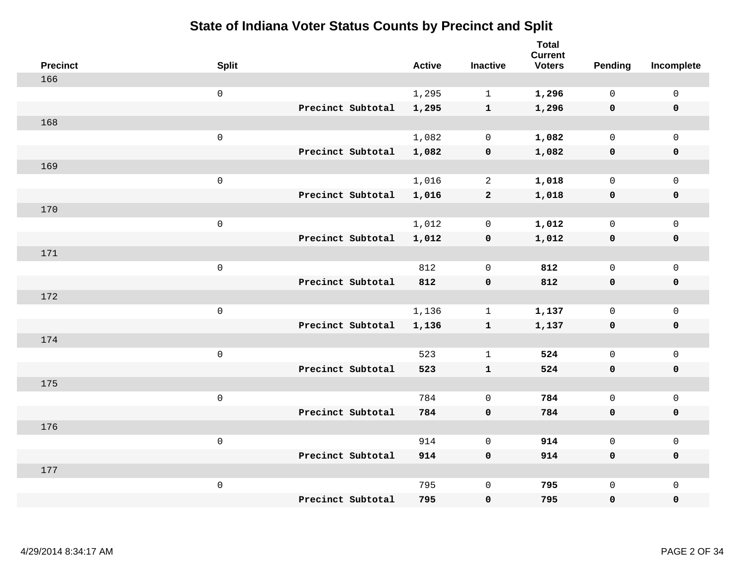# State of Indiana Voter Status Counts by Precinct and Split

| Precinct | Split | | Active | Inactive | Total Current Voters | Pending | Incomplete |
|---|---|---|---|---|---|---|---|
| 166 | | | | | | | |
| | 0 | | 1,295 | 1 | **1,296** | 0 | 0 |
| | | **Precinct Subtotal** | **1,295** | **1** | **1,296** | **0** | **0** |
| 168 | | | | | | | |
| | 0 | | 1,082 | 0 | **1,082** | 0 | 0 |
| | | **Precinct Subtotal** | **1,082** | **0** | **1,082** | **0** | **0** |
| 169 | | | | | | | |
| | 0 | | 1,016 | 2 | **1,018** | 0 | 0 |
| | | **Precinct Subtotal** | **1,016** | **2** | **1,018** | **0** | **0** |
| 170 | | | | | | | |
| | 0 | | 1,012 | 0 | **1,012** | 0 | 0 |
| | | **Precinct Subtotal** | **1,012** | **0** | **1,012** | **0** | **0** |
| 171 | | | | | | | |
| | 0 | | 812 | 0 | **812** | 0 | 0 |
| | | **Precinct Subtotal** | **812** | **0** | **812** | **0** | **0** |
| 172 | | | | | | | |
| | 0 | | 1,136 | 1 | **1,137** | 0 | 0 |
| | | **Precinct Subtotal** | **1,136** | **1** | **1,137** | **0** | **0** |
| 174 | | | | | | | |
| | 0 | | 523 | 1 | **524** | 0 | 0 |
| | | **Precinct Subtotal** | **523** | **1** | **524** | **0** | **0** |
| 175 | | | | | | | |
| | 0 | | 784 | 0 | **784** | 0 | 0 |
| | | **Precinct Subtotal** | **784** | **0** | **784** | **0** | **0** |
| 176 | | | | | | | |
| | 0 | | 914 | 0 | **914** | 0 | 0 |
| | | **Precinct Subtotal** | **914** | **0** | **914** | **0** | **0** |
| 177 | | | | | | | |
| | 0 | | 795 | 0 | **795** | 0 | 0 |
| | | **Precinct Subtotal** | **795** | **0** | **795** | **0** | **0** |

4/29/2014 8:34:17 AM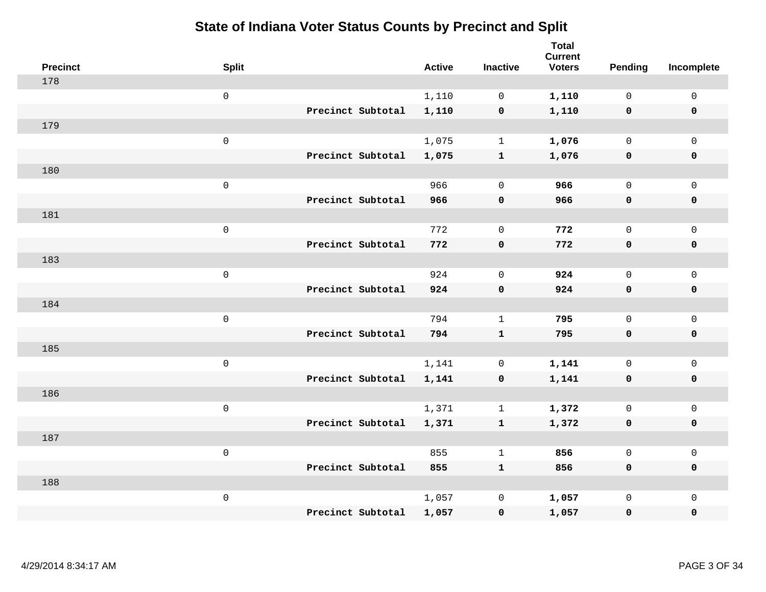# State of Indiana Voter Status Counts by Precinct and Split

| Precinct | Split | | Active | Inactive | Total Current Voters | Pending | Incomplete |
|---|---|---|---|---|---|---|---|
| 178 | | | | | | | |
| | 0 | | 1,110 | 0 | **1,110** | 0 | 0 |
| | | **Precinct Subtotal** | **1,110** | **0** | **1,110** | **0** | **0** |
| 179 | | | | | | | |
| | 0 | | 1,075 | 1 | **1,076** | 0 | 0 |
| | | **Precinct Subtotal** | **1,075** | **1** | **1,076** | **0** | **0** |
| 180 | | | | | | | |
| | 0 | | 966 | 0 | **966** | 0 | 0 |
| | | **Precinct Subtotal** | **966** | **0** | **966** | **0** | **0** |
| 181 | | | | | | | |
| | 0 | | 772 | 0 | **772** | 0 | 0 |
| | | **Precinct Subtotal** | **772** | **0** | **772** | **0** | **0** |
| 183 | | | | | | | |
| | 0 | | 924 | 0 | **924** | 0 | 0 |
| | | **Precinct Subtotal** | **924** | **0** | **924** | **0** | **0** |
| 184 | | | | | | | |
| | 0 | | 794 | 1 | **795** | 0 | 0 |
| | | **Precinct Subtotal** | **794** | **1** | **795** | **0** | **0** |
| 185 | | | | | | | |
| | 0 | | 1,141 | 0 | **1,141** | 0 | 0 |
| | | **Precinct Subtotal** | **1,141** | **0** | **1,141** | **0** | **0** |
| 186 | | | | | | | |
| | 0 | | 1,371 | 1 | **1,372** | 0 | 0 |
| | | **Precinct Subtotal** | **1,371** | **1** | **1,372** | **0** | **0** |
| 187 | | | | | | | |
| | 0 | | 855 | 1 | **856** | 0 | 0 |
| | | **Precinct Subtotal** | **855** | **1** | **856** | **0** | **0** |
| 188 | | | | | | | |
| | 0 | | 1,057 | 0 | **1,057** | 0 | 0 |
| | | **Precinct Subtotal** | **1,057** | **0** | **1,057** | **0** | **0** |

4/29/2014 8:34:17 AM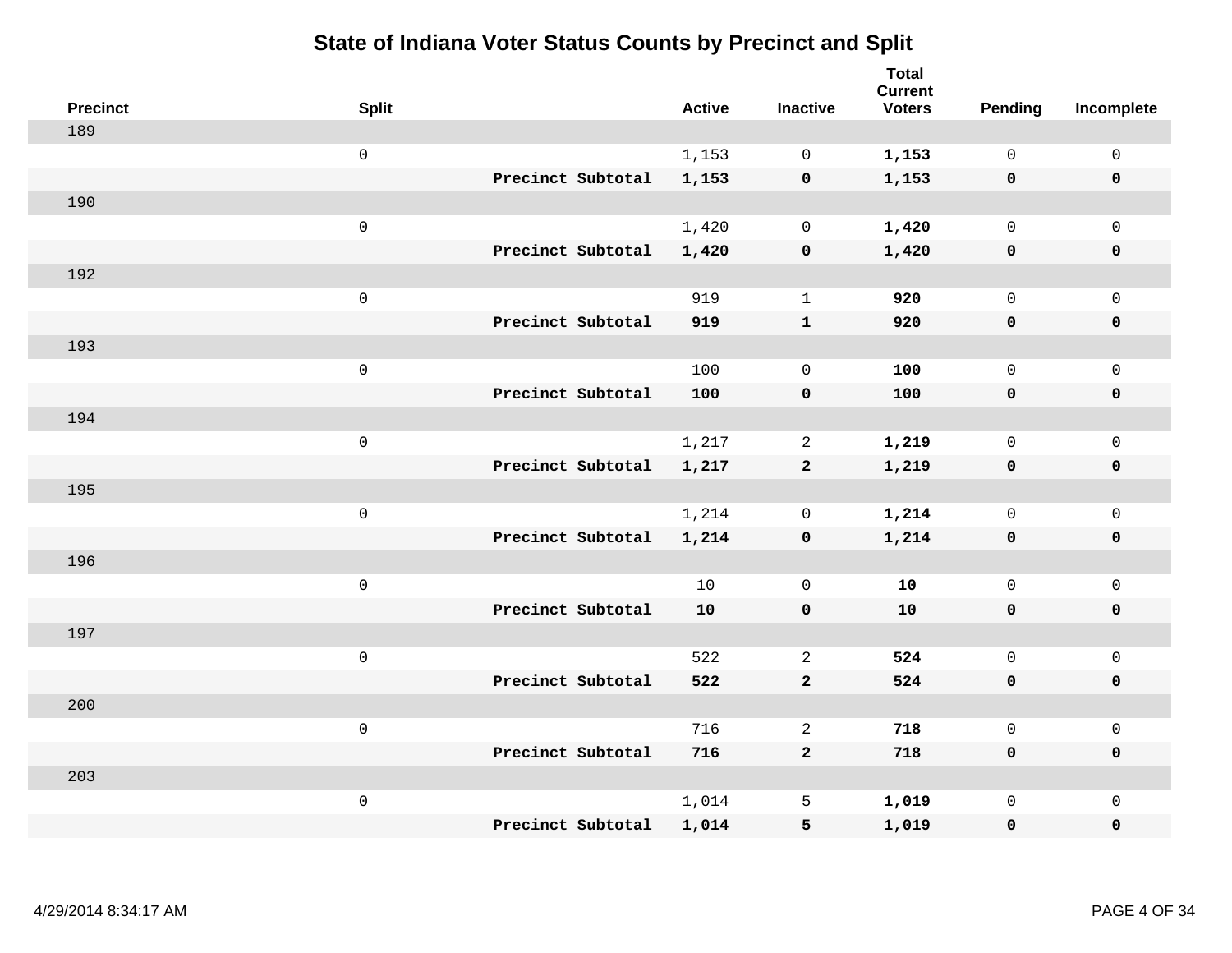# State of Indiana Voter Status Counts by Precinct and Split

| Precinct | Split | | Active | Inactive | Total Current Voters | Pending | Incomplete |
|---|---|---|---|---|---|---|---|
| 189 | | | | | | | |
| | 0 | | 1,153 | 0 | **1,153** | 0 | 0 |
| | | **Precinct Subtotal** | **1,153** | **0** | **1,153** | **0** | **0** |
| 190 | | | | | | | |
| | 0 | | 1,420 | 0 | **1,420** | 0 | 0 |
| | | **Precinct Subtotal** | **1,420** | **0** | **1,420** | **0** | **0** |
| 192 | | | | | | | |
| | 0 | | 919 | 1 | **920** | 0 | 0 |
| | | **Precinct Subtotal** | **919** | **1** | **920** | **0** | **0** |
| 193 | | | | | | | |
| | 0 | | 100 | 0 | **100** | 0 | 0 |
| | | **Precinct Subtotal** | **100** | **0** | **100** | **0** | **0** |
| 194 | | | | | | | |
| | 0 | | 1,217 | 2 | **1,219** | 0 | 0 |
| | | **Precinct Subtotal** | **1,217** | **2** | **1,219** | **0** | **0** |
| 195 | | | | | | | |
| | 0 | | 1,214 | 0 | **1,214** | 0 | 0 |
| | | **Precinct Subtotal** | **1,214** | **0** | **1,214** | **0** | **0** |
| 196 | | | | | | | |
| | 0 | | 10 | 0 | **10** | 0 | 0 |
| | | **Precinct Subtotal** | **10** | **0** | **10** | **0** | **0** |
| 197 | | | | | | | |
| | 0 | | 522 | 2 | **524** | 0 | 0 |
| | | **Precinct Subtotal** | **522** | **2** | **524** | **0** | **0** |
| 200 | | | | | | | |
| | 0 | | 716 | 2 | **718** | 0 | 0 |
| | | **Precinct Subtotal** | **716** | **2** | **718** | **0** | **0** |
| 203 | | | | | | | |
| | 0 | | 1,014 | 5 | **1,019** | 0 | 0 |
| | | **Precinct Subtotal** | **1,014** | **5** | **1,019** | **0** | **0** |

4/29/2014 8:34:17 AM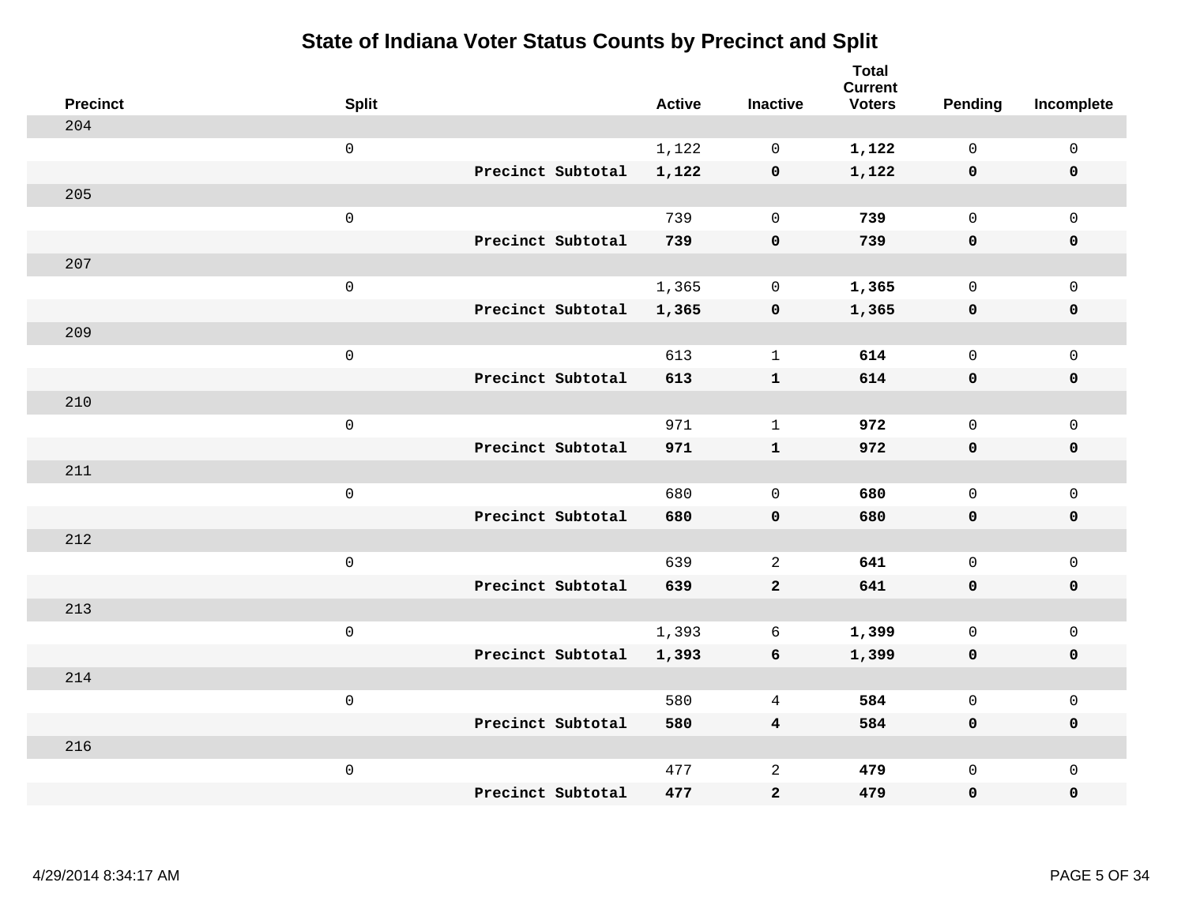# State of Indiana Voter Status Counts by Precinct and Split

| Precinct | Split | | Active | Inactive | Total Current Voters | Pending | Incomplete |
|---|---|---|---|---|---|---|---|
| 204 | | | | | | | |
| | 0 | | 1,122 | 0 | **1,122** | 0 | 0 |
| | | **Precinct Subtotal** | **1,122** | **0** | **1,122** | **0** | **0** |
| 205 | | | | | | | |
| | 0 | | 739 | 0 | **739** | 0 | 0 |
| | | **Precinct Subtotal** | **739** | **0** | **739** | **0** | **0** |
| 207 | | | | | | | |
| | 0 | | 1,365 | 0 | **1,365** | 0 | 0 |
| | | **Precinct Subtotal** | **1,365** | **0** | **1,365** | **0** | **0** |
| 209 | | | | | | | |
| | 0 | | 613 | 1 | **614** | 0 | 0 |
| | | **Precinct Subtotal** | **613** | **1** | **614** | **0** | **0** |
| 210 | | | | | | | |
| | 0 | | 971 | 1 | **972** | 0 | 0 |
| | | **Precinct Subtotal** | **971** | **1** | **972** | **0** | **0** |
| 211 | | | | | | | |
| | 0 | | 680 | 0 | **680** | 0 | 0 |
| | | **Precinct Subtotal** | **680** | **0** | **680** | **0** | **0** |
| 212 | | | | | | | |
| | 0 | | 639 | 2 | **641** | 0 | 0 |
| | | **Precinct Subtotal** | **639** | **2** | **641** | **0** | **0** |
| 213 | | | | | | | |
| | 0 | | 1,393 | 6 | **1,399** | 0 | 0 |
| | | **Precinct Subtotal** | **1,393** | **6** | **1,399** | **0** | **0** |
| 214 | | | | | | | |
| | 0 | | 580 | 4 | **584** | 0 | 0 |
| | | **Precinct Subtotal** | **580** | **4** | **584** | **0** | **0** |
| 216 | | | | | | | |
| | 0 | | 477 | 2 | **479** | 0 | 0 |
| | | **Precinct Subtotal** | **477** | **2** | **479** | **0** | **0** |

4/29/2014 8:34:17 AM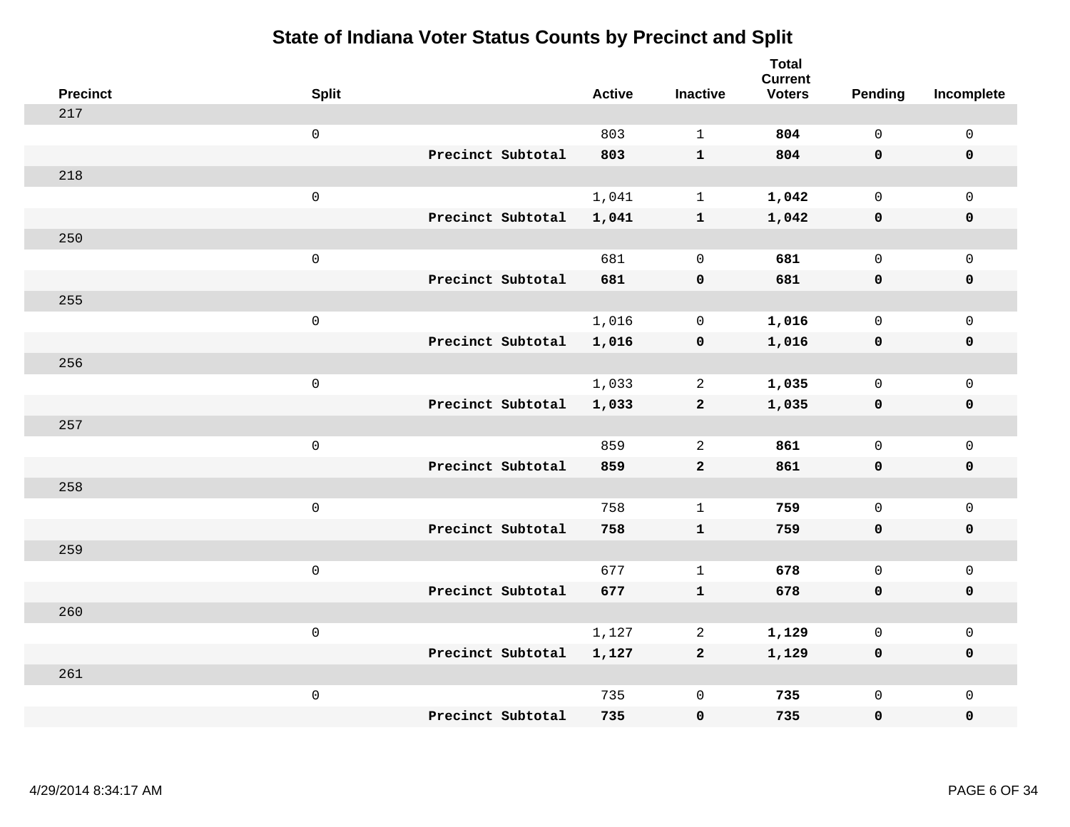# State of Indiana Voter Status Counts by Precinct and Split

| Precinct | Split | | Active | Inactive | Total Current Voters | Pending | Incomplete |
|---|---|---|---|---|---|---|---|
| 217 | | | | | | | |
| | 0 | | 803 | 1 | **804** | 0 | 0 |
| | | **Precinct Subtotal** | **803** | **1** | **804** | **0** | **0** |
| 218 | | | | | | | |
| | 0 | | 1,041 | 1 | **1,042** | 0 | 0 |
| | | **Precinct Subtotal** | **1,041** | **1** | **1,042** | **0** | **0** |
| 250 | | | | | | | |
| | 0 | | 681 | 0 | **681** | 0 | 0 |
| | | **Precinct Subtotal** | **681** | **0** | **681** | **0** | **0** |
| 255 | | | | | | | |
| | 0 | | 1,016 | 0 | **1,016** | 0 | 0 |
| | | **Precinct Subtotal** | **1,016** | **0** | **1,016** | **0** | **0** |
| 256 | | | | | | | |
| | 0 | | 1,033 | 2 | **1,035** | 0 | 0 |
| | | **Precinct Subtotal** | **1,033** | **2** | **1,035** | **0** | **0** |
| 257 | | | | | | | |
| | 0 | | 859 | 2 | **861** | 0 | 0 |
| | | **Precinct Subtotal** | **859** | **2** | **861** | **0** | **0** |
| 258 | | | | | | | |
| | 0 | | 758 | 1 | **759** | 0 | 0 |
| | | **Precinct Subtotal** | **758** | **1** | **759** | **0** | **0** |
| 259 | | | | | | | |
| | 0 | | 677 | 1 | **678** | 0 | 0 |
| | | **Precinct Subtotal** | **677** | **1** | **678** | **0** | **0** |
| 260 | | | | | | | |
| | 0 | | 1,127 | 2 | **1,129** | 0 | 0 |
| | | **Precinct Subtotal** | **1,127** | **2** | **1,129** | **0** | **0** |
| 261 | | | | | | | |
| | 0 | | 735 | 0 | **735** | 0 | 0 |
| | | **Precinct Subtotal** | **735** | **0** | **735** | **0** | **0** |

4/29/2014 8:34:17 AM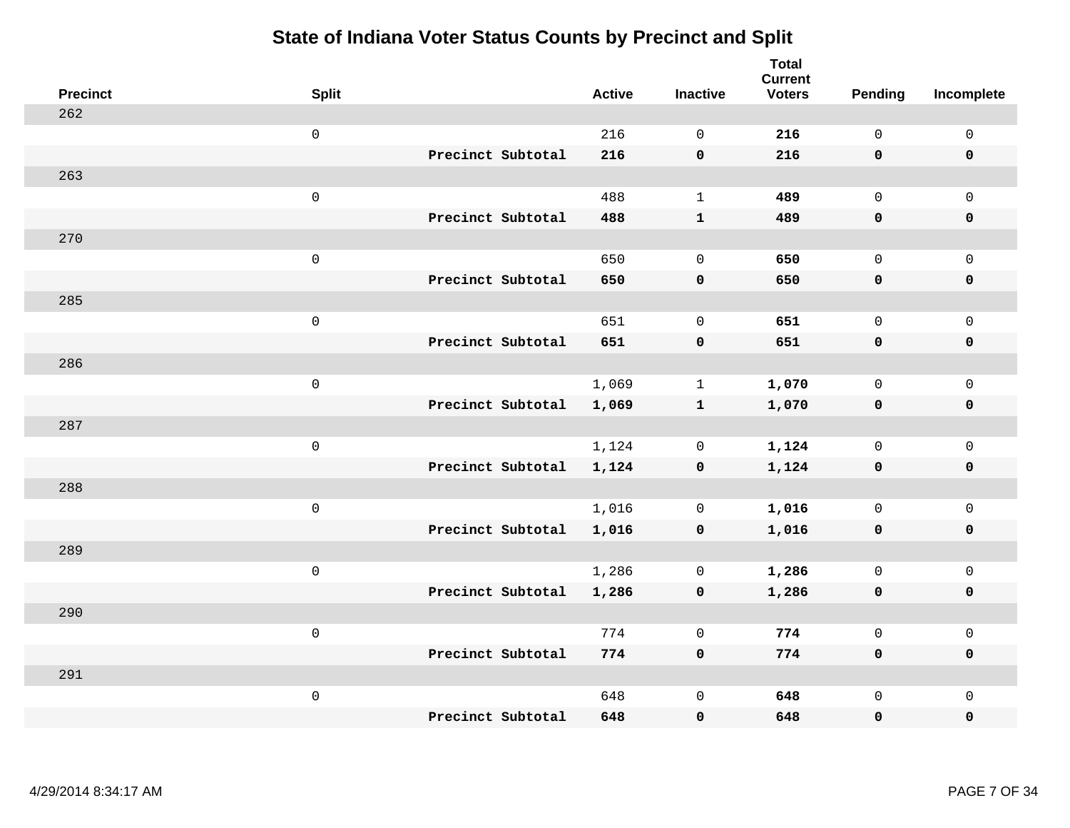# State of Indiana Voter Status Counts by Precinct and Split

| Precinct | Split | | Active | Inactive | Total Current Voters | Pending | Incomplete |
|---|---|---|---|---|---|---|---|
| 262 | | | | | | | |
| | 0 | | 216 | 0 | **216** | 0 | 0 |
| | | **Precinct Subtotal** | **216** | **0** | **216** | **0** | **0** |
| 263 | | | | | | | |
| | 0 | | 488 | 1 | **489** | 0 | 0 |
| | | **Precinct Subtotal** | **488** | **1** | **489** | **0** | **0** |
| 270 | | | | | | | |
| | 0 | | 650 | 0 | **650** | 0 | 0 |
| | | **Precinct Subtotal** | **650** | **0** | **650** | **0** | **0** |
| 285 | | | | | | | |
| | 0 | | 651 | 0 | **651** | 0 | 0 |
| | | **Precinct Subtotal** | **651** | **0** | **651** | **0** | **0** |
| 286 | | | | | | | |
| | 0 | | 1,069 | 1 | **1,070** | 0 | 0 |
| | | **Precinct Subtotal** | **1,069** | **1** | **1,070** | **0** | **0** |
| 287 | | | | | | | |
| | 0 | | 1,124 | 0 | **1,124** | 0 | 0 |
| | | **Precinct Subtotal** | **1,124** | **0** | **1,124** | **0** | **0** |
| 288 | | | | | | | |
| | 0 | | 1,016 | 0 | **1,016** | 0 | 0 |
| | | **Precinct Subtotal** | **1,016** | **0** | **1,016** | **0** | **0** |
| 289 | | | | | | | |
| | 0 | | 1,286 | 0 | **1,286** | 0 | 0 |
| | | **Precinct Subtotal** | **1,286** | **0** | **1,286** | **0** | **0** |
| 290 | | | | | | | |
| | 0 | | 774 | 0 | **774** | 0 | 0 |
| | | **Precinct Subtotal** | **774** | **0** | **774** | **0** | **0** |
| 291 | | | | | | | |
| | 0 | | 648 | 0 | **648** | 0 | 0 |
| | | **Precinct Subtotal** | **648** | **0** | **648** | **0** | **0** |

4/29/2014 8:34:17 AM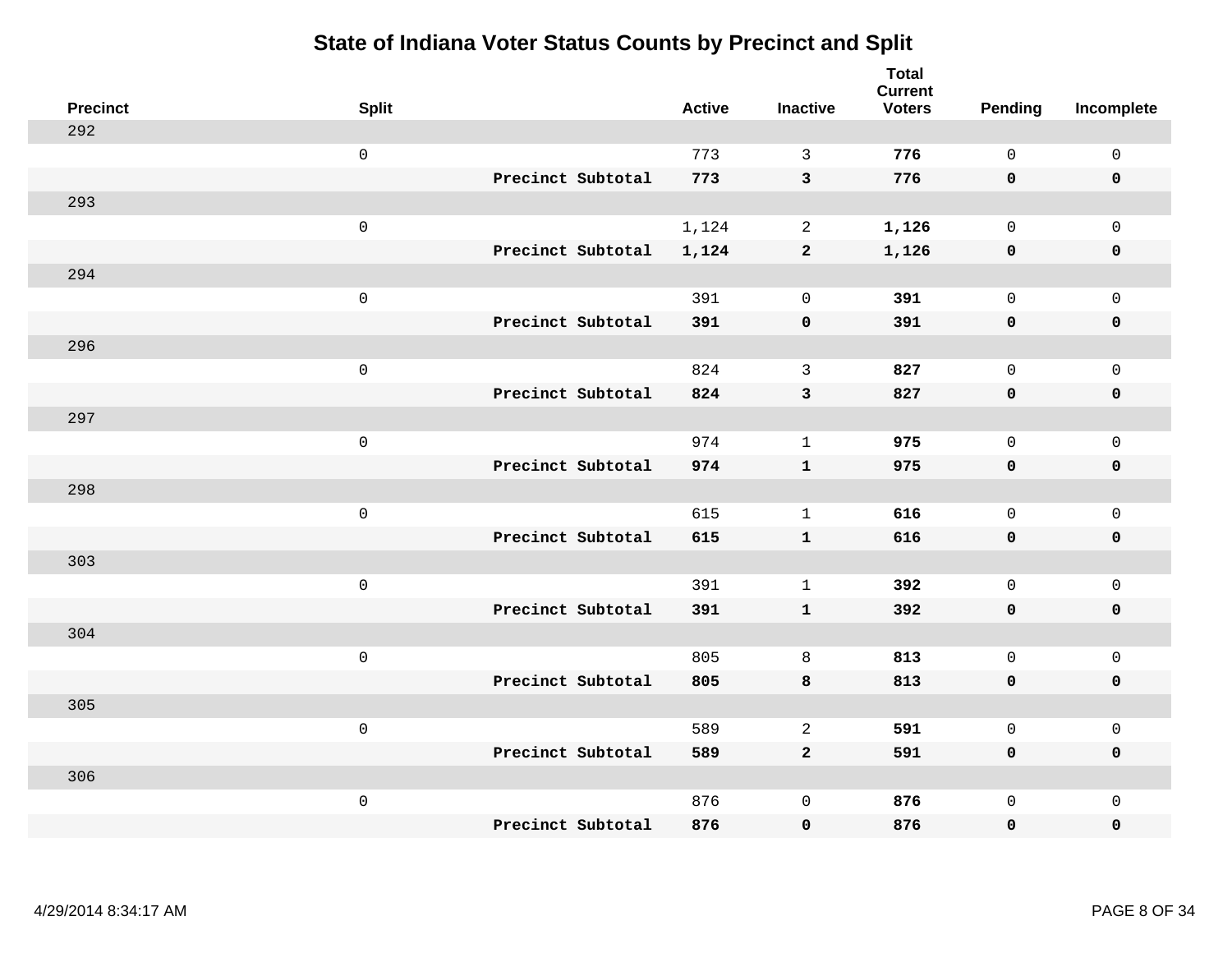# State of Indiana Voter Status Counts by Precinct and Split

| Precinct | Split | | Active | Inactive | Total Current Voters | Pending | Incomplete |
|---|---|---|---|---|---|---|---|
| 292 | | | | | | | |
| | 0 | | 773 | 3 | **776** | 0 | 0 |
| | | **Precinct Subtotal** | **773** | **3** | **776** | **0** | **0** |
| 293 | | | | | | | |
| | 0 | | 1,124 | 2 | **1,126** | 0 | 0 |
| | | **Precinct Subtotal** | **1,124** | **2** | **1,126** | **0** | **0** |
| 294 | | | | | | | |
| | 0 | | 391 | 0 | **391** | 0 | 0 |
| | | **Precinct Subtotal** | **391** | **0** | **391** | **0** | **0** |
| 296 | | | | | | | |
| | 0 | | 824 | 3 | **827** | 0 | 0 |
| | | **Precinct Subtotal** | **824** | **3** | **827** | **0** | **0** |
| 297 | | | | | | | |
| | 0 | | 974 | 1 | **975** | 0 | 0 |
| | | **Precinct Subtotal** | **974** | **1** | **975** | **0** | **0** |
| 298 | | | | | | | |
| | 0 | | 615 | 1 | **616** | 0 | 0 |
| | | **Precinct Subtotal** | **615** | **1** | **616** | **0** | **0** |
| 303 | | | | | | | |
| | 0 | | 391 | 1 | **392** | 0 | 0 |
| | | **Precinct Subtotal** | **391** | **1** | **392** | **0** | **0** |
| 304 | | | | | | | |
| | 0 | | 805 | 8 | **813** | 0 | 0 |
| | | **Precinct Subtotal** | **805** | **8** | **813** | **0** | **0** |
| 305 | | | | | | | |
| | 0 | | 589 | 2 | **591** | 0 | 0 |
| | | **Precinct Subtotal** | **589** | **2** | **591** | **0** | **0** |
| 306 | | | | | | | |
| | 0 | | 876 | 0 | **876** | 0 | 0 |
| | | **Precinct Subtotal** | **876** | **0** | **876** | **0** | **0** |

4/29/2014 8:34:17 AM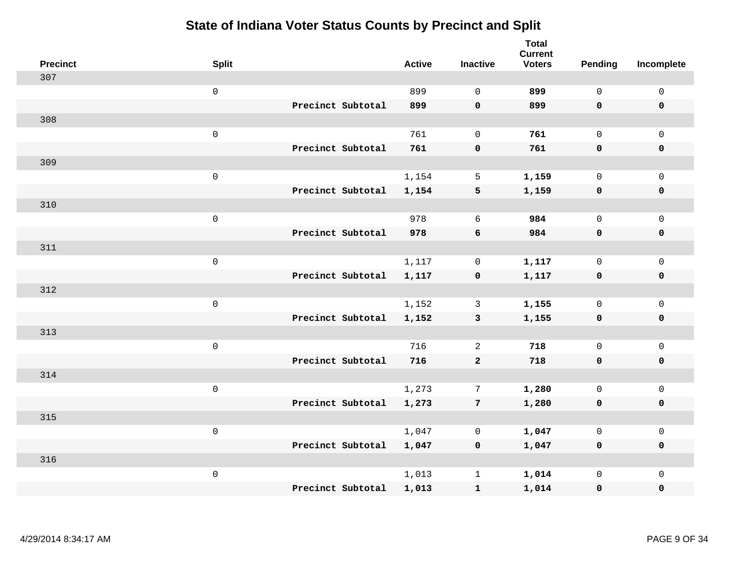# State of Indiana Voter Status Counts by Precinct and Split

| Precinct | Split | | Active | Inactive | Total Current Voters | Pending | Incomplete |
|---|---|---|---|---|---|---|---|
| 307 | | | | | | | |
| | 0 | | 899 | 0 | **899** | 0 | 0 |
| | | **Precinct Subtotal** | **899** | **0** | **899** | **0** | **0** |
| 308 | | | | | | | |
| | 0 | | 761 | 0 | **761** | 0 | 0 |
| | | **Precinct Subtotal** | **761** | **0** | **761** | **0** | **0** |
| 309 | | | | | | | |
| | 0 | | 1,154 | 5 | **1,159** | 0 | 0 |
| | | **Precinct Subtotal** | **1,154** | **5** | **1,159** | **0** | **0** |
| 310 | | | | | | | |
| | 0 | | 978 | 6 | **984** | 0 | 0 |
| | | **Precinct Subtotal** | **978** | **6** | **984** | **0** | **0** |
| 311 | | | | | | | |
| | 0 | | 1,117 | 0 | **1,117** | 0 | 0 |
| | | **Precinct Subtotal** | **1,117** | **0** | **1,117** | **0** | **0** |
| 312 | | | | | | | |
| | 0 | | 1,152 | 3 | **1,155** | 0 | 0 |
| | | **Precinct Subtotal** | **1,152** | **3** | **1,155** | **0** | **0** |
| 313 | | | | | | | |
| | 0 | | 716 | 2 | **718** | 0 | 0 |
| | | **Precinct Subtotal** | **716** | **2** | **718** | **0** | **0** |
| 314 | | | | | | | |
| | 0 | | 1,273 | 7 | **1,280** | 0 | 0 |
| | | **Precinct Subtotal** | **1,273** | **7** | **1,280** | **0** | **0** |
| 315 | | | | | | | |
| | 0 | | 1,047 | 0 | **1,047** | 0 | 0 |
| | | **Precinct Subtotal** | **1,047** | **0** | **1,047** | **0** | **0** |
| 316 | | | | | | | |
| | 0 | | 1,013 | 1 | **1,014** | 0 | 0 |
| | | **Precinct Subtotal** | **1,013** | **1** | **1,014** | **0** | **0** |

4/29/2014 8:34:17 AM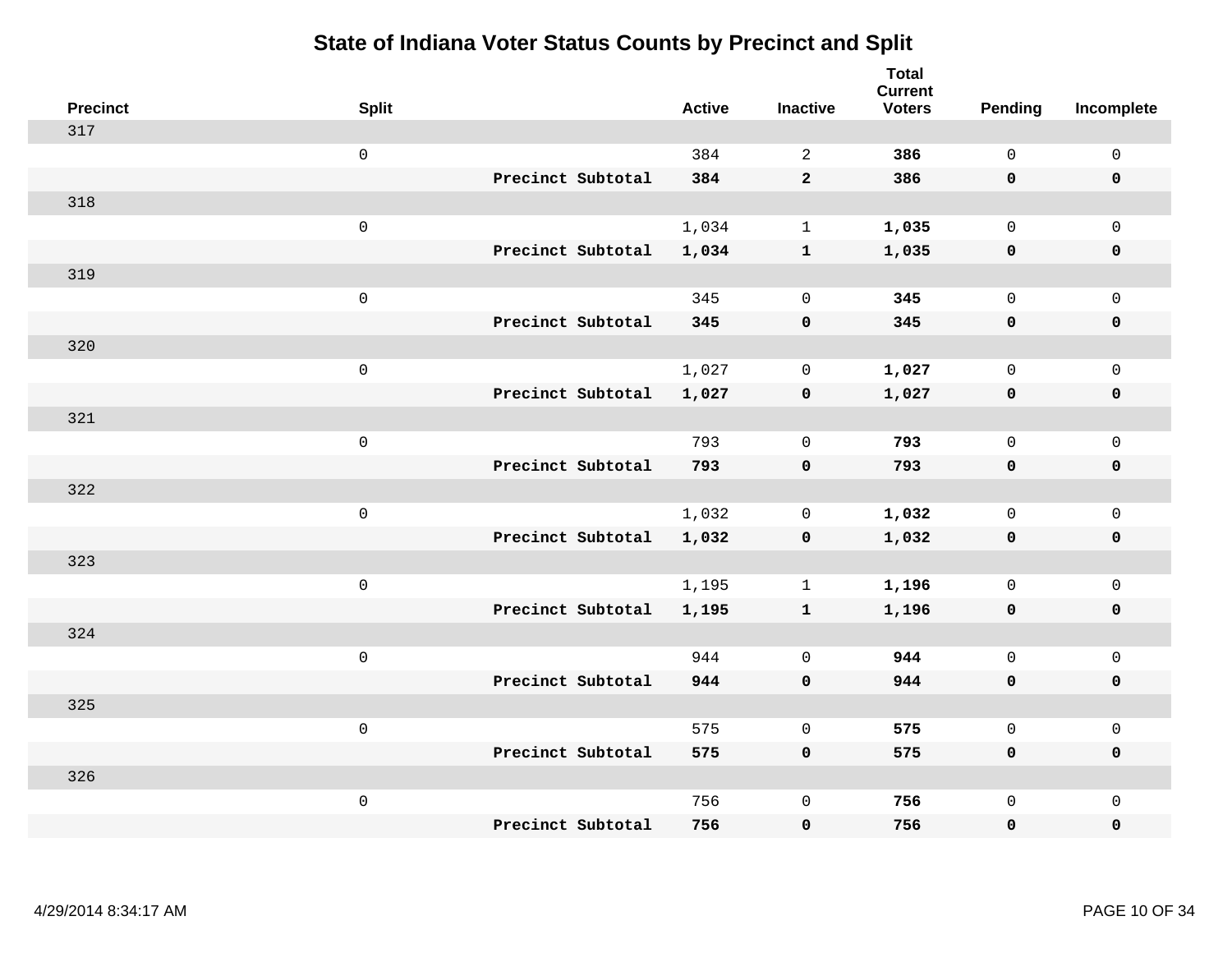# State of Indiana Voter Status Counts by Precinct and Split

| Precinct | Split | | Active | Inactive | Total Current Voters | Pending | Incomplete |
|---|---|---|---|---|---|---|---|
| 317 | | | | | | | |
| | 0 | | 384 | 2 | **386** | 0 | 0 |
| | | **Precinct Subtotal** | **384** | **2** | **386** | **0** | **0** |
| 318 | | | | | | | |
| | 0 | | 1,034 | 1 | **1,035** | 0 | 0 |
| | | **Precinct Subtotal** | **1,034** | **1** | **1,035** | **0** | **0** |
| 319 | | | | | | | |
| | 0 | | 345 | 0 | **345** | 0 | 0 |
| | | **Precinct Subtotal** | **345** | **0** | **345** | **0** | **0** |
| 320 | | | | | | | |
| | 0 | | 1,027 | 0 | **1,027** | 0 | 0 |
| | | **Precinct Subtotal** | **1,027** | **0** | **1,027** | **0** | **0** |
| 321 | | | | | | | |
| | 0 | | 793 | 0 | **793** | 0 | 0 |
| | | **Precinct Subtotal** | **793** | **0** | **793** | **0** | **0** |
| 322 | | | | | | | |
| | 0 | | 1,032 | 0 | **1,032** | 0 | 0 |
| | | **Precinct Subtotal** | **1,032** | **0** | **1,032** | **0** | **0** |
| 323 | | | | | | | |
| | 0 | | 1,195 | 1 | **1,196** | 0 | 0 |
| | | **Precinct Subtotal** | **1,195** | **1** | **1,196** | **0** | **0** |
| 324 | | | | | | | |
| | 0 | | 944 | 0 | **944** | 0 | 0 |
| | | **Precinct Subtotal** | **944** | **0** | **944** | **0** | **0** |
| 325 | | | | | | | |
| | 0 | | 575 | 0 | **575** | 0 | 0 |
| | | **Precinct Subtotal** | **575** | **0** | **575** | **0** | **0** |
| 326 | | | | | | | |
| | 0 | | 756 | 0 | **756** | 0 | 0 |
| | | **Precinct Subtotal** | **756** | **0** | **756** | **0** | **0** |

4/29/2014 8:34:17 AM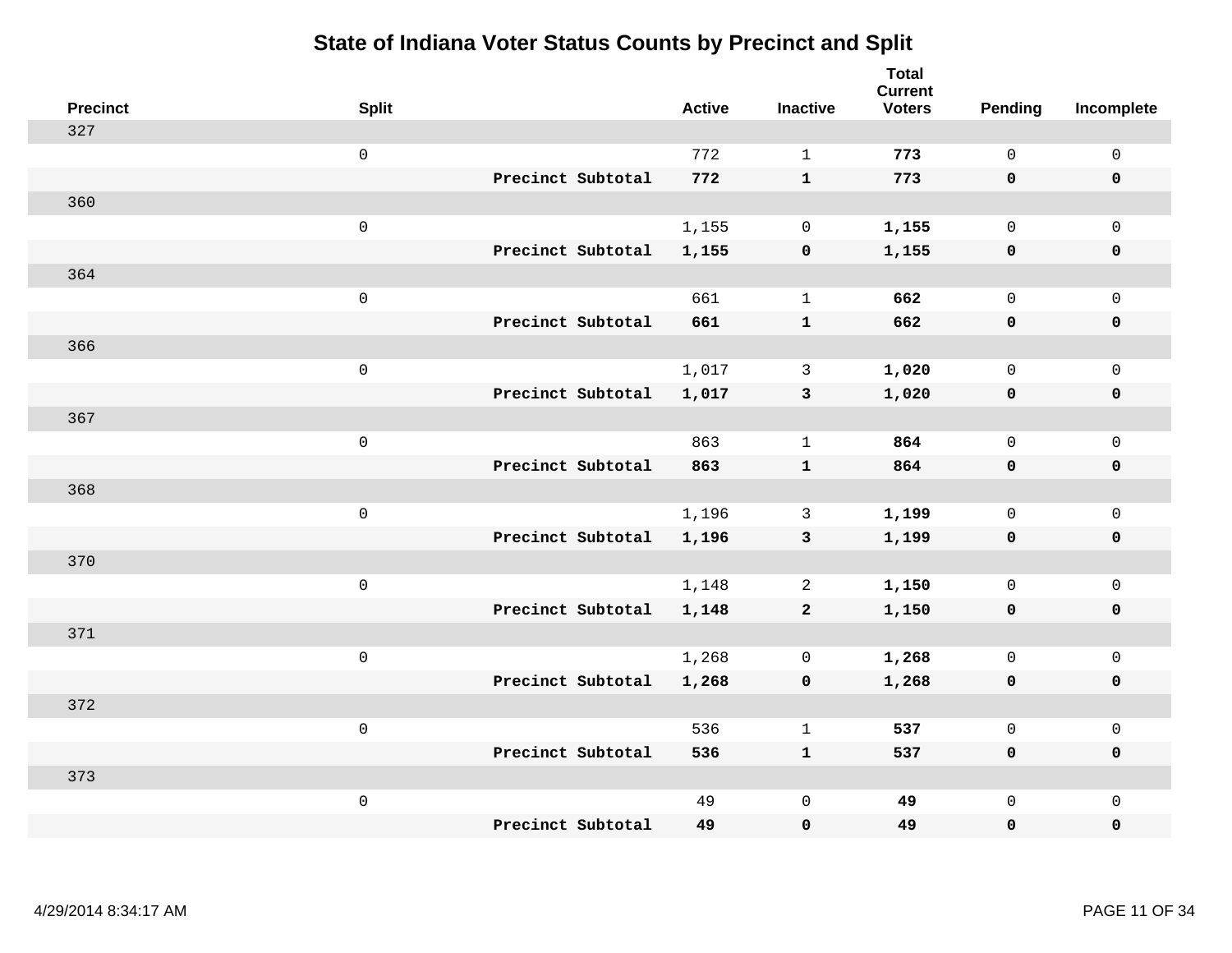# State of Indiana Voter Status Counts by Precinct and Split

| Precinct | Split | | Active | Inactive | Total Current Voters | Pending | Incomplete |
|---|---|---|---|---|---|---|---|
| 327 | | | | | | | |
| | 0 | | 772 | 1 | **773** | 0 | 0 |
| | | **Precinct Subtotal** | **772** | **1** | **773** | **0** | **0** |
| 360 | | | | | | | |
| | 0 | | 1,155 | 0 | **1,155** | 0 | 0 |
| | | **Precinct Subtotal** | **1,155** | **0** | **1,155** | **0** | **0** |
| 364 | | | | | | | |
| | 0 | | 661 | 1 | **662** | 0 | 0 |
| | | **Precinct Subtotal** | **661** | **1** | **662** | **0** | **0** |
| 366 | | | | | | | |
| | 0 | | 1,017 | 3 | **1,020** | 0 | 0 |
| | | **Precinct Subtotal** | **1,017** | **3** | **1,020** | **0** | **0** |
| 367 | | | | | | | |
| | 0 | | 863 | 1 | **864** | 0 | 0 |
| | | **Precinct Subtotal** | **863** | **1** | **864** | **0** | **0** |
| 368 | | | | | | | |
| | 0 | | 1,196 | 3 | **1,199** | 0 | 0 |
| | | **Precinct Subtotal** | **1,196** | **3** | **1,199** | **0** | **0** |
| 370 | | | | | | | |
| | 0 | | 1,148 | 2 | **1,150** | 0 | 0 |
| | | **Precinct Subtotal** | **1,148** | **2** | **1,150** | **0** | **0** |
| 371 | | | | | | | |
| | 0 | | 1,268 | 0 | **1,268** | 0 | 0 |
| | | **Precinct Subtotal** | **1,268** | **0** | **1,268** | **0** | **0** |
| 372 | | | | | | | |
| | 0 | | 536 | 1 | **537** | 0 | 0 |
| | | **Precinct Subtotal** | **536** | **1** | **537** | **0** | **0** |
| 373 | | | | | | | |
| | 0 | | 49 | 0 | **49** | 0 | 0 |
| | | **Precinct Subtotal** | **49** | **0** | **49** | **0** | **0** |

4/29/2014 8:34:17 AM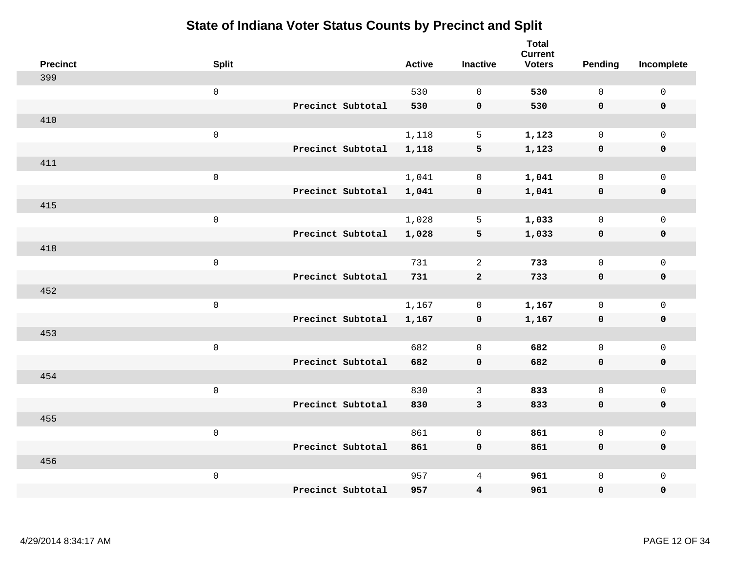# State of Indiana Voter Status Counts by Precinct and Split

| Precinct | Split | | Active | Inactive | Total Current Voters | Pending | Incomplete |
|---|---|---|---|---|---|---|---|
| 399 | | | | | | | |
| | 0 | | 530 | 0 | **530** | 0 | 0 |
| | | **Precinct Subtotal** | **530** | **0** | **530** | **0** | **0** |
| 410 | | | | | | | |
| | 0 | | 1,118 | 5 | **1,123** | 0 | 0 |
| | | **Precinct Subtotal** | **1,118** | **5** | **1,123** | **0** | **0** |
| 411 | | | | | | | |
| | 0 | | 1,041 | 0 | **1,041** | 0 | 0 |
| | | **Precinct Subtotal** | **1,041** | **0** | **1,041** | **0** | **0** |
| 415 | | | | | | | |
| | 0 | | 1,028 | 5 | **1,033** | 0 | 0 |
| | | **Precinct Subtotal** | **1,028** | **5** | **1,033** | **0** | **0** |
| 418 | | | | | | | |
| | 0 | | 731 | 2 | **733** | 0 | 0 |
| | | **Precinct Subtotal** | **731** | **2** | **733** | **0** | **0** |
| 452 | | | | | | | |
| | 0 | | 1,167 | 0 | **1,167** | 0 | 0 |
| | | **Precinct Subtotal** | **1,167** | **0** | **1,167** | **0** | **0** |
| 453 | | | | | | | |
| | 0 | | 682 | 0 | **682** | 0 | 0 |
| | | **Precinct Subtotal** | **682** | **0** | **682** | **0** | **0** |
| 454 | | | | | | | |
| | 0 | | 830 | 3 | **833** | 0 | 0 |
| | | **Precinct Subtotal** | **830** | **3** | **833** | **0** | **0** |
| 455 | | | | | | | |
| | 0 | | 861 | 0 | **861** | 0 | 0 |
| | | **Precinct Subtotal** | **861** | **0** | **861** | **0** | **0** |
| 456 | | | | | | | |
| | 0 | | 957 | 4 | **961** | 0 | 0 |
| | | **Precinct Subtotal** | **957** | **4** | **961** | **0** | **0** |

4/29/2014 8:34:17 AM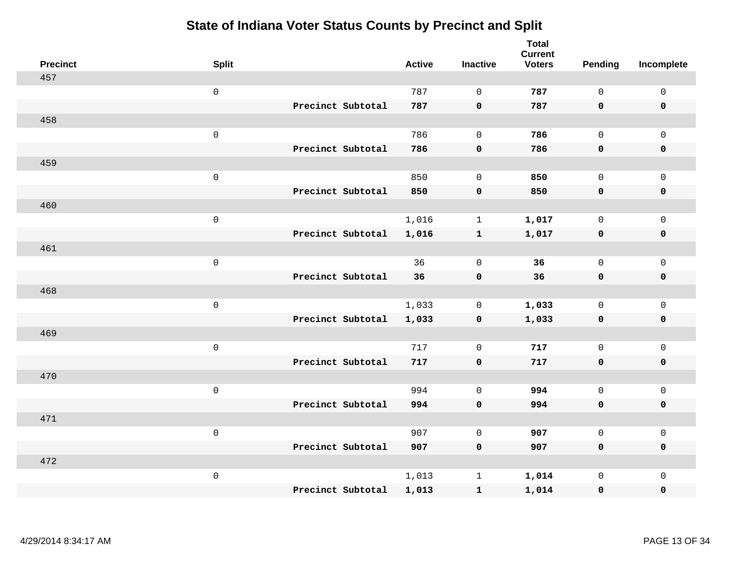# State of Indiana Voter Status Counts by Precinct and Split

| Precinct | Split | | Active | Inactive | Total Current Voters | Pending | Incomplete |
|---|---|---|---|---|---|---|---|
| 457 | | | | | | | |
| | 0 | | 787 | 0 | **787** | 0 | 0 |
| | | **Precinct Subtotal** | **787** | **0** | **787** | **0** | **0** |
| 458 | | | | | | | |
| | 0 | | 786 | 0 | **786** | 0 | 0 |
| | | **Precinct Subtotal** | **786** | **0** | **786** | **0** | **0** |
| 459 | | | | | | | |
| | 0 | | 850 | 0 | **850** | 0 | 0 |
| | | **Precinct Subtotal** | **850** | **0** | **850** | **0** | **0** |
| 460 | | | | | | | |
| | 0 | | 1,016 | 1 | **1,017** | 0 | 0 |
| | | **Precinct Subtotal** | **1,016** | **1** | **1,017** | **0** | **0** |
| 461 | | | | | | | |
| | 0 | | 36 | 0 | **36** | 0 | 0 |
| | | **Precinct Subtotal** | **36** | **0** | **36** | **0** | **0** |
| 468 | | | | | | | |
| | 0 | | 1,033 | 0 | **1,033** | 0 | 0 |
| | | **Precinct Subtotal** | **1,033** | **0** | **1,033** | **0** | **0** |
| 469 | | | | | | | |
| | 0 | | 717 | 0 | **717** | 0 | 0 |
| | | **Precinct Subtotal** | **717** | **0** | **717** | **0** | **0** |
| 470 | | | | | | | |
| | 0 | | 994 | 0 | **994** | 0 | 0 |
| | | **Precinct Subtotal** | **994** | **0** | **994** | **0** | **0** |
| 471 | | | | | | | |
| | 0 | | 907 | 0 | **907** | 0 | 0 |
| | | **Precinct Subtotal** | **907** | **0** | **907** | **0** | **0** |
| 472 | | | | | | | |
| | 0 | | 1,013 | 1 | **1,014** | 0 | 0 |
| | | **Precinct Subtotal** | **1,013** | **1** | **1,014** | **0** | **0** |

4/29/2014 8:34:17 AM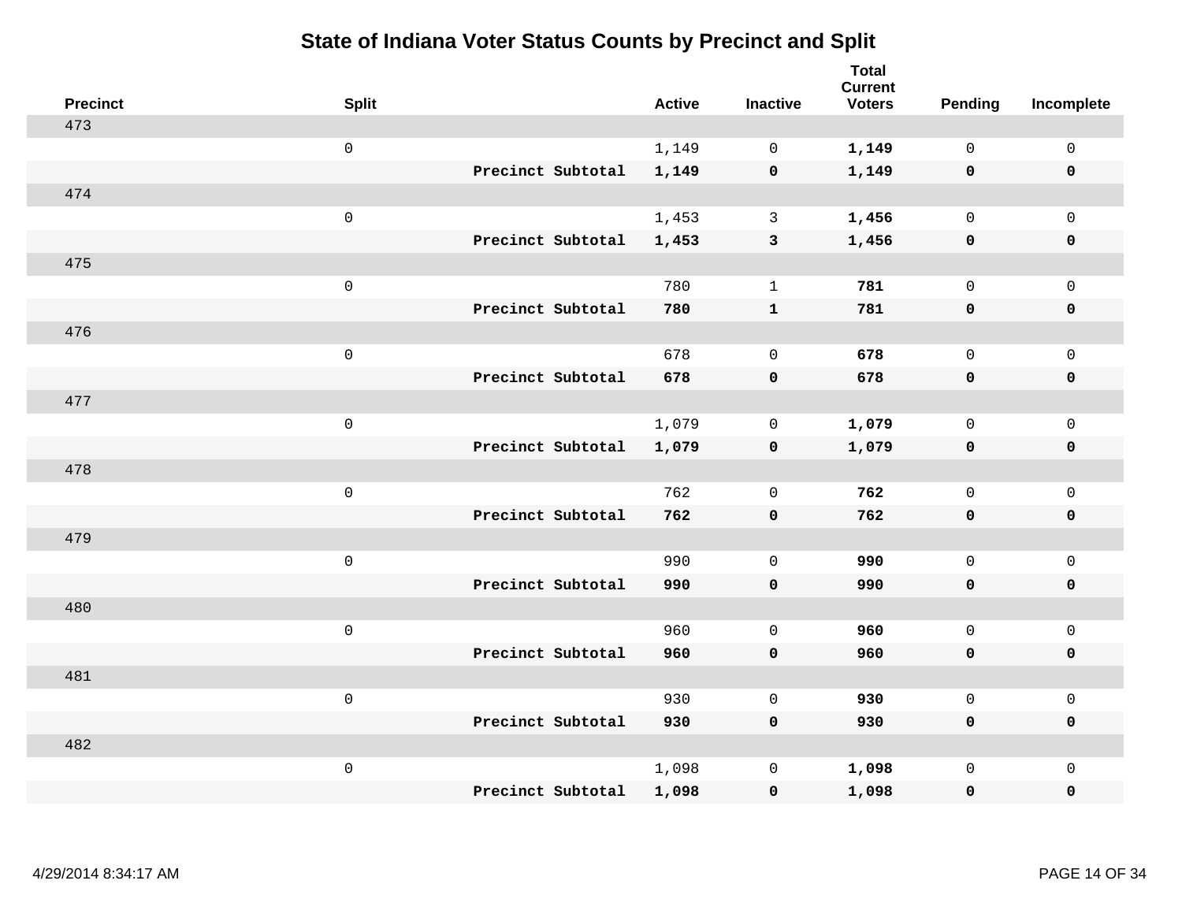# State of Indiana Voter Status Counts by Precinct and Split

| Precinct | Split | | Active | Inactive | Total Current Voters | Pending | Incomplete |
|---|---|---|---|---|---|---|---|
| 473 | | | | | | | |
| | 0 | | 1,149 | 0 | **1,149** | 0 | 0 |
| | | **Precinct Subtotal** | **1,149** | **0** | **1,149** | **0** | **0** |
| 474 | | | | | | | |
| | 0 | | 1,453 | 3 | **1,456** | 0 | 0 |
| | | **Precinct Subtotal** | **1,453** | **3** | **1,456** | **0** | **0** |
| 475 | | | | | | | |
| | 0 | | 780 | 1 | **781** | 0 | 0 |
| | | **Precinct Subtotal** | **780** | **1** | **781** | **0** | **0** |
| 476 | | | | | | | |
| | 0 | | 678 | 0 | **678** | 0 | 0 |
| | | **Precinct Subtotal** | **678** | **0** | **678** | **0** | **0** |
| 477 | | | | | | | |
| | 0 | | 1,079 | 0 | **1,079** | 0 | 0 |
| | | **Precinct Subtotal** | **1,079** | **0** | **1,079** | **0** | **0** |
| 478 | | | | | | | |
| | 0 | | 762 | 0 | **762** | 0 | 0 |
| | | **Precinct Subtotal** | **762** | **0** | **762** | **0** | **0** |
| 479 | | | | | | | |
| | 0 | | 990 | 0 | **990** | 0 | 0 |
| | | **Precinct Subtotal** | **990** | **0** | **990** | **0** | **0** |
| 480 | | | | | | | |
| | 0 | | 960 | 0 | **960** | 0 | 0 |
| | | **Precinct Subtotal** | **960** | **0** | **960** | **0** | **0** |
| 481 | | | | | | | |
| | 0 | | 930 | 0 | **930** | 0 | 0 |
| | | **Precinct Subtotal** | **930** | **0** | **930** | **0** | **0** |
| 482 | | | | | | | |
| | 0 | | 1,098 | 0 | **1,098** | 0 | 0 |
| | | **Precinct Subtotal** | **1,098** | **0** | **1,098** | **0** | **0** |

4/29/2014 8:34:17 AM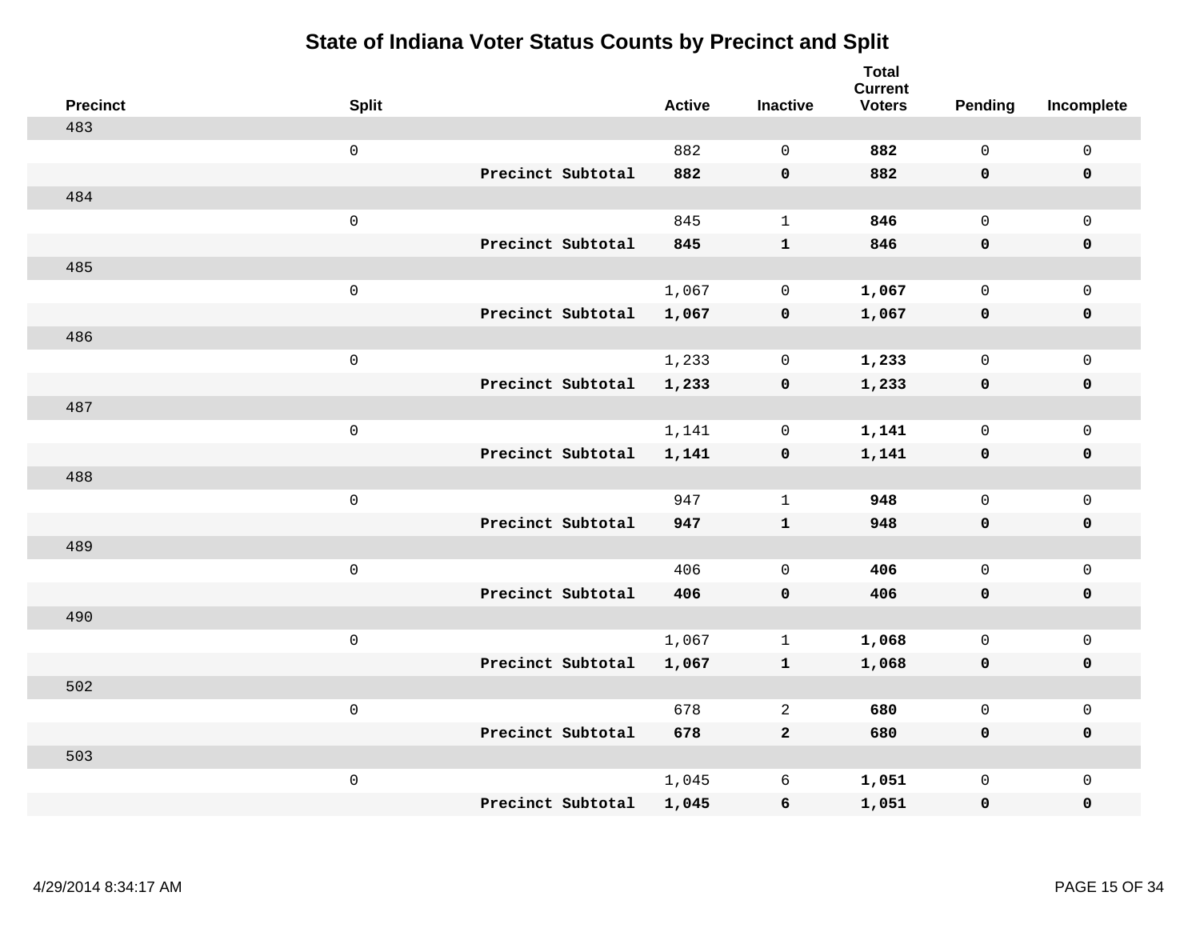# State of Indiana Voter Status Counts by Precinct and Split

| Precinct | Split | | Active | Inactive | Total Current Voters | Pending | Incomplete |
|---|---|---|---|---|---|---|---|
| 483 | | | | | | | |
| | 0 | | 882 | 0 | **882** | 0 | 0 |
| | | **Precinct Subtotal** | **882** | **0** | **882** | **0** | **0** |
| 484 | | | | | | | |
| | 0 | | 845 | 1 | **846** | 0 | 0 |
| | | **Precinct Subtotal** | **845** | **1** | **846** | **0** | **0** |
| 485 | | | | | | | |
| | 0 | | 1,067 | 0 | **1,067** | 0 | 0 |
| | | **Precinct Subtotal** | **1,067** | **0** | **1,067** | **0** | **0** |
| 486 | | | | | | | |
| | 0 | | 1,233 | 0 | **1,233** | 0 | 0 |
| | | **Precinct Subtotal** | **1,233** | **0** | **1,233** | **0** | **0** |
| 487 | | | | | | | |
| | 0 | | 1,141 | 0 | **1,141** | 0 | 0 |
| | | **Precinct Subtotal** | **1,141** | **0** | **1,141** | **0** | **0** |
| 488 | | | | | | | |
| | 0 | | 947 | 1 | **948** | 0 | 0 |
| | | **Precinct Subtotal** | **947** | **1** | **948** | **0** | **0** |
| 489 | | | | | | | |
| | 0 | | 406 | 0 | **406** | 0 | 0 |
| | | **Precinct Subtotal** | **406** | **0** | **406** | **0** | **0** |
| 490 | | | | | | | |
| | 0 | | 1,067 | 1 | **1,068** | 0 | 0 |
| | | **Precinct Subtotal** | **1,067** | **1** | **1,068** | **0** | **0** |
| 502 | | | | | | | |
| | 0 | | 678 | 2 | **680** | 0 | 0 |
| | | **Precinct Subtotal** | **678** | **2** | **680** | **0** | **0** |
| 503 | | | | | | | |
| | 0 | | 1,045 | 6 | **1,051** | 0 | 0 |
| | | **Precinct Subtotal** | **1,045** | **6** | **1,051** | **0** | **0** |

4/29/2014 8:34:17 AM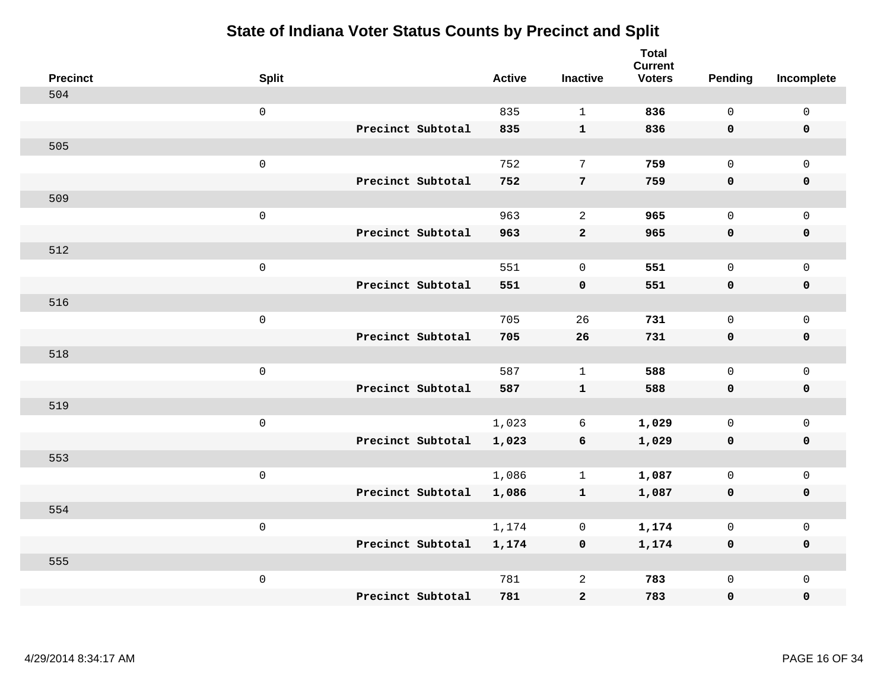# State of Indiana Voter Status Counts by Precinct and Split

| Precinct | Split | | Active | Inactive | Total Current Voters | Pending | Incomplete |
|---|---|---|---|---|---|---|---|
| 504 | | | | | | | |
| | 0 | | 835 | 1 | **836** | 0 | 0 |
| | | **Precinct Subtotal** | **835** | **1** | **836** | **0** | **0** |
| 505 | | | | | | | |
| | 0 | | 752 | 7 | **759** | 0 | 0 |
| | | **Precinct Subtotal** | **752** | **7** | **759** | **0** | **0** |
| 509 | | | | | | | |
| | 0 | | 963 | 2 | **965** | 0 | 0 |
| | | **Precinct Subtotal** | **963** | **2** | **965** | **0** | **0** |
| 512 | | | | | | | |
| | 0 | | 551 | 0 | **551** | 0 | 0 |
| | | **Precinct Subtotal** | **551** | **0** | **551** | **0** | **0** |
| 516 | | | | | | | |
| | 0 | | 705 | 26 | **731** | 0 | 0 |
| | | **Precinct Subtotal** | **705** | **26** | **731** | **0** | **0** |
| 518 | | | | | | | |
| | 0 | | 587 | 1 | **588** | 0 | 0 |
| | | **Precinct Subtotal** | **587** | **1** | **588** | **0** | **0** |
| 519 | | | | | | | |
| | 0 | | 1,023 | 6 | **1,029** | 0 | 0 |
| | | **Precinct Subtotal** | **1,023** | **6** | **1,029** | **0** | **0** |
| 553 | | | | | | | |
| | 0 | | 1,086 | 1 | **1,087** | 0 | 0 |
| | | **Precinct Subtotal** | **1,086** | **1** | **1,087** | **0** | **0** |
| 554 | | | | | | | |
| | 0 | | 1,174 | 0 | **1,174** | 0 | 0 |
| | | **Precinct Subtotal** | **1,174** | **0** | **1,174** | **0** | **0** |
| 555 | | | | | | | |
| | 0 | | 781 | 2 | **783** | 0 | 0 |
| | | **Precinct Subtotal** | **781** | **2** | **783** | **0** | **0** |

4/29/2014 8:34:17 AM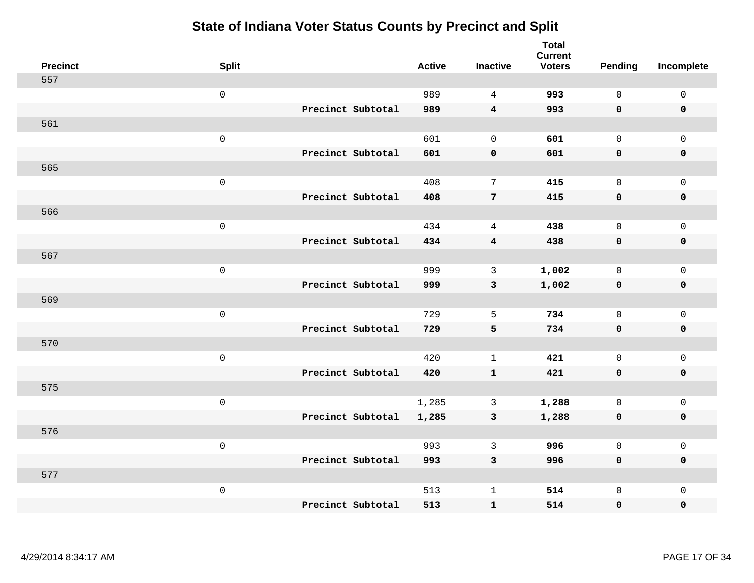# State of Indiana Voter Status Counts by Precinct and Split

| Precinct | Split | | Active | Inactive | Total Current Voters | Pending | Incomplete |
|---|---|---|---|---|---|---|---|
| 557 | | | | | | | |
| | 0 | | 989 | 4 | **993** | 0 | 0 |
| | | **Precinct Subtotal** | **989** | **4** | **993** | **0** | **0** |
| 561 | | | | | | | |
| | 0 | | 601 | 0 | **601** | 0 | 0 |
| | | **Precinct Subtotal** | **601** | **0** | **601** | **0** | **0** |
| 565 | | | | | | | |
| | 0 | | 408 | 7 | **415** | 0 | 0 |
| | | **Precinct Subtotal** | **408** | **7** | **415** | **0** | **0** |
| 566 | | | | | | | |
| | 0 | | 434 | 4 | **438** | 0 | 0 |
| | | **Precinct Subtotal** | **434** | **4** | **438** | **0** | **0** |
| 567 | | | | | | | |
| | 0 | | 999 | 3 | **1,002** | 0 | 0 |
| | | **Precinct Subtotal** | **999** | **3** | **1,002** | **0** | **0** |
| 569 | | | | | | | |
| | 0 | | 729 | 5 | **734** | 0 | 0 |
| | | **Precinct Subtotal** | **729** | **5** | **734** | **0** | **0** |
| 570 | | | | | | | |
| | 0 | | 420 | 1 | **421** | 0 | 0 |
| | | **Precinct Subtotal** | **420** | **1** | **421** | **0** | **0** |
| 575 | | | | | | | |
| | 0 | | 1,285 | 3 | **1,288** | 0 | 0 |
| | | **Precinct Subtotal** | **1,285** | **3** | **1,288** | **0** | **0** |
| 576 | | | | | | | |
| | 0 | | 993 | 3 | **996** | 0 | 0 |
| | | **Precinct Subtotal** | **993** | **3** | **996** | **0** | **0** |
| 577 | | | | | | | |
| | 0 | | 513 | 1 | **514** | 0 | 0 |
| | | **Precinct Subtotal** | **513** | **1** | **514** | **0** | **0** |

4/29/2014 8:34:17 AM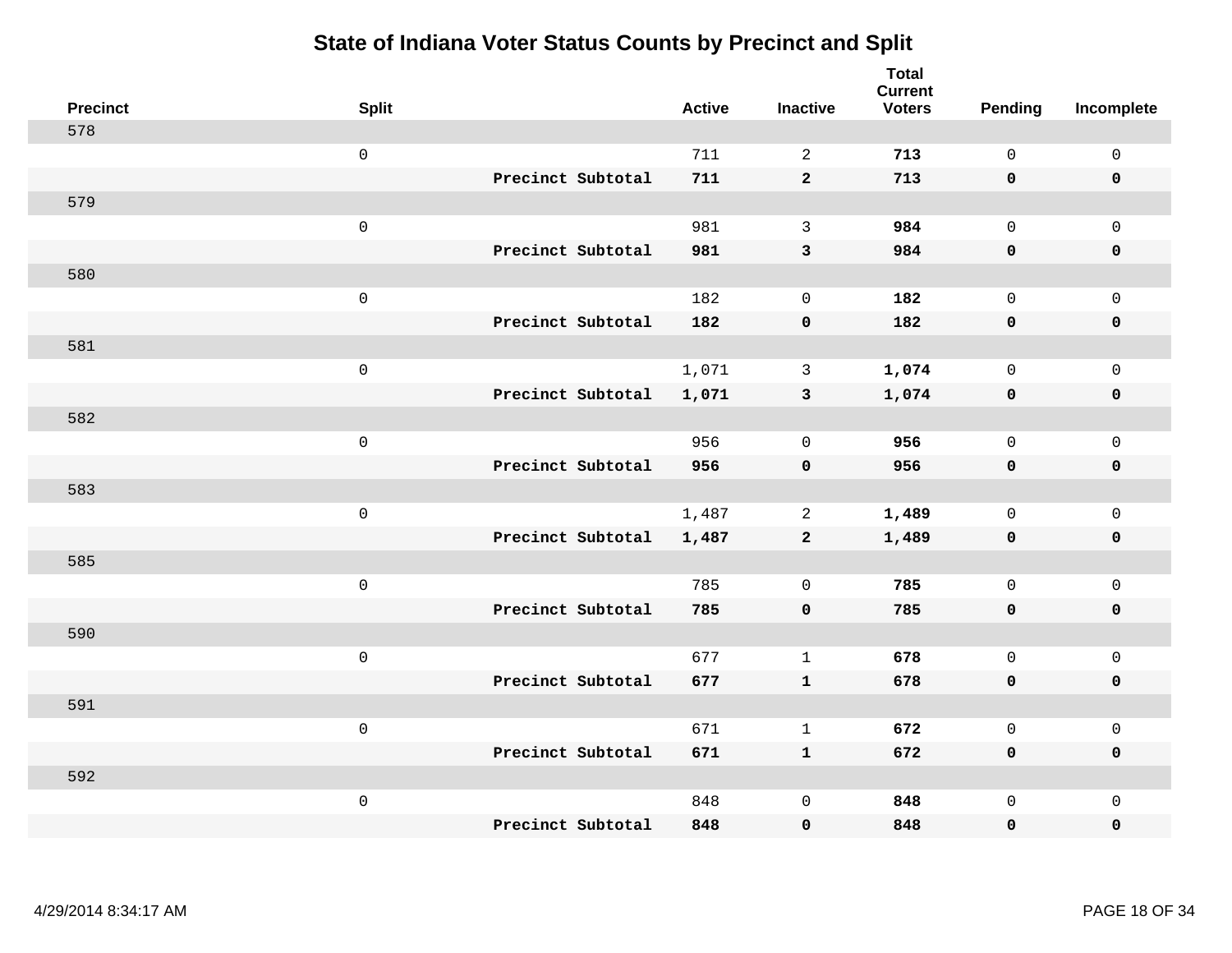# State of Indiana Voter Status Counts by Precinct and Split

| Precinct | Split | | Active | Inactive | Total Current Voters | Pending | Incomplete |
|---|---|---|---|---|---|---|---|
| 578 | | | | | | | |
| | 0 | | 711 | 2 | **713** | 0 | 0 |
| | | **Precinct Subtotal** | **711** | **2** | **713** | **0** | **0** |
| 579 | | | | | | | |
| | 0 | | 981 | 3 | **984** | 0 | 0 |
| | | **Precinct Subtotal** | **981** | **3** | **984** | **0** | **0** |
| 580 | | | | | | | |
| | 0 | | 182 | 0 | **182** | 0 | 0 |
| | | **Precinct Subtotal** | **182** | **0** | **182** | **0** | **0** |
| 581 | | | | | | | |
| | 0 | | 1,071 | 3 | **1,074** | 0 | 0 |
| | | **Precinct Subtotal** | **1,071** | **3** | **1,074** | **0** | **0** |
| 582 | | | | | | | |
| | 0 | | 956 | 0 | **956** | 0 | 0 |
| | | **Precinct Subtotal** | **956** | **0** | **956** | **0** | **0** |
| 583 | | | | | | | |
| | 0 | | 1,487 | 2 | **1,489** | 0 | 0 |
| | | **Precinct Subtotal** | **1,487** | **2** | **1,489** | **0** | **0** |
| 585 | | | | | | | |
| | 0 | | 785 | 0 | **785** | 0 | 0 |
| | | **Precinct Subtotal** | **785** | **0** | **785** | **0** | **0** |
| 590 | | | | | | | |
| | 0 | | 677 | 1 | **678** | 0 | 0 |
| | | **Precinct Subtotal** | **677** | **1** | **678** | **0** | **0** |
| 591 | | | | | | | |
| | 0 | | 671 | 1 | **672** | 0 | 0 |
| | | **Precinct Subtotal** | **671** | **1** | **672** | **0** | **0** |
| 592 | | | | | | | |
| | 0 | | 848 | 0 | **848** | 0 | 0 |
| | | **Precinct Subtotal** | **848** | **0** | **848** | **0** | **0** |

4/29/2014 8:34:17 AM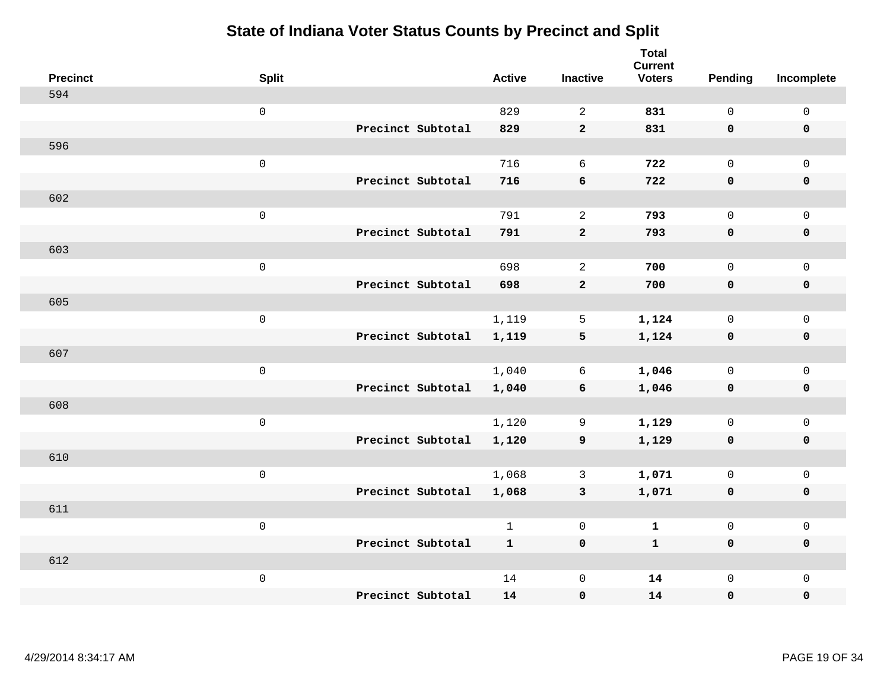# State of Indiana Voter Status Counts by Precinct and Split

| Precinct | Split | | Active | Inactive | Total Current Voters | Pending | Incomplete |
|---|---|---|---|---|---|---|---|
| 594 | | | | | | | |
| | 0 | | 829 | 2 | **831** | 0 | 0 |
| | | **Precinct Subtotal** | **829** | **2** | **831** | **0** | **0** |
| 596 | | | | | | | |
| | 0 | | 716 | 6 | **722** | 0 | 0 |
| | | **Precinct Subtotal** | **716** | **6** | **722** | **0** | **0** |
| 602 | | | | | | | |
| | 0 | | 791 | 2 | **793** | 0 | 0 |
| | | **Precinct Subtotal** | **791** | **2** | **793** | **0** | **0** |
| 603 | | | | | | | |
| | 0 | | 698 | 2 | **700** | 0 | 0 |
| | | **Precinct Subtotal** | **698** | **2** | **700** | **0** | **0** |
| 605 | | | | | | | |
| | 0 | | 1,119 | 5 | **1,124** | 0 | 0 |
| | | **Precinct Subtotal** | **1,119** | **5** | **1,124** | **0** | **0** |
| 607 | | | | | | | |
| | 0 | | 1,040 | 6 | **1,046** | 0 | 0 |
| | | **Precinct Subtotal** | **1,040** | **6** | **1,046** | **0** | **0** |
| 608 | | | | | | | |
| | 0 | | 1,120 | 9 | **1,129** | 0 | 0 |
| | | **Precinct Subtotal** | **1,120** | **9** | **1,129** | **0** | **0** |
| 610 | | | | | | | |
| | 0 | | 1,068 | 3 | **1,071** | 0 | 0 |
| | | **Precinct Subtotal** | **1,068** | **3** | **1,071** | **0** | **0** |
| 611 | | | | | | | |
| | 0 | | 1 | 0 | **1** | 0 | 0 |
| | | **Precinct Subtotal** | **1** | **0** | **1** | **0** | **0** |
| 612 | | | | | | | |
| | 0 | | 14 | 0 | **14** | 0 | 0 |
| | | **Precinct Subtotal** | **14** | **0** | **14** | **0** | **0** |

4/29/2014 8:34:17 AM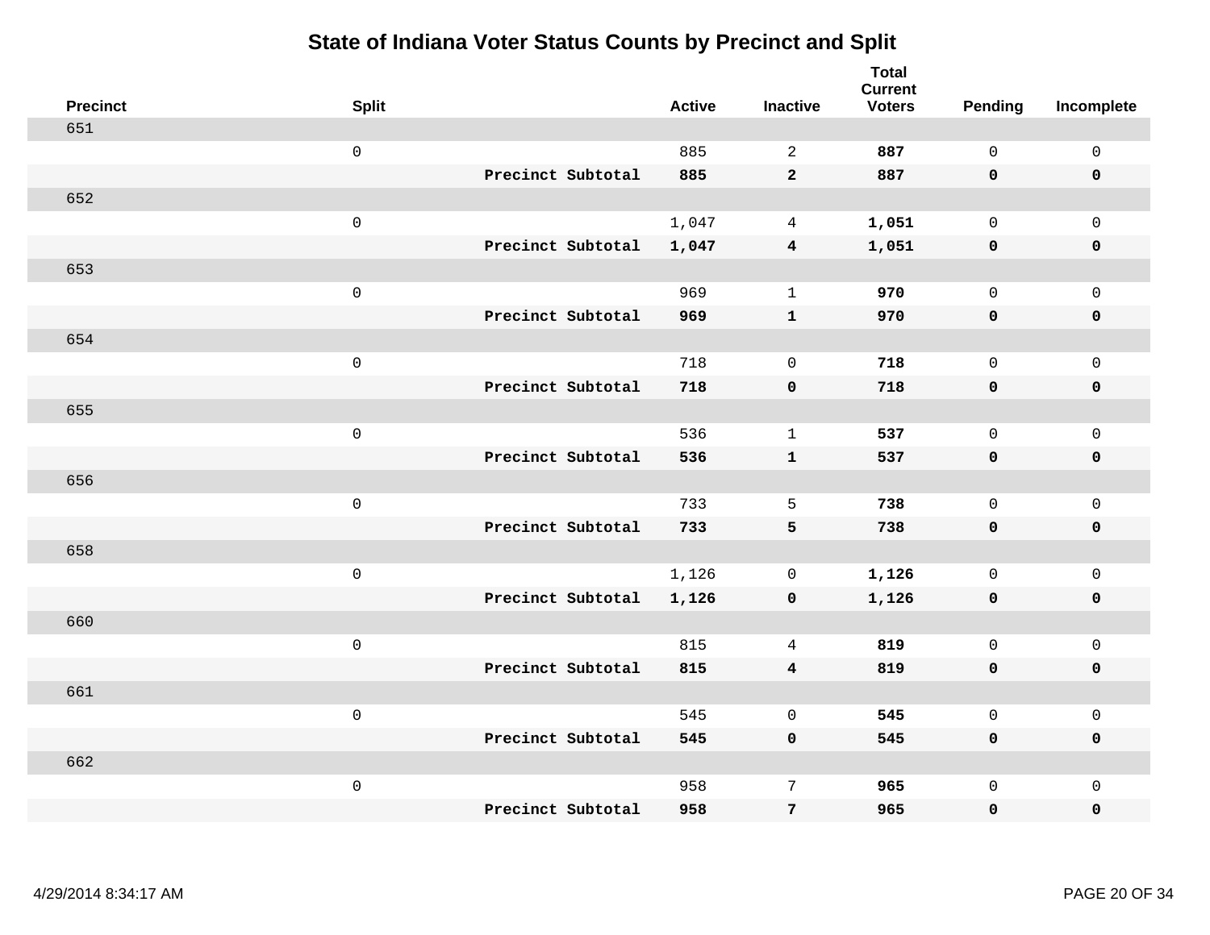# State of Indiana Voter Status Counts by Precinct and Split

| Precinct | Split | | Active | Inactive | Total Current Voters | Pending | Incomplete |
|---|---|---|---|---|---|---|---|
| 651 | | | | | | | |
| | 0 | | 885 | 2 | **887** | 0 | 0 |
| | | **Precinct Subtotal** | **885** | **2** | **887** | **0** | **0** |
| 652 | | | | | | | |
| | 0 | | 1,047 | 4 | **1,051** | 0 | 0 |
| | | **Precinct Subtotal** | **1,047** | **4** | **1,051** | **0** | **0** |
| 653 | | | | | | | |
| | 0 | | 969 | 1 | **970** | 0 | 0 |
| | | **Precinct Subtotal** | **969** | **1** | **970** | **0** | **0** |
| 654 | | | | | | | |
| | 0 | | 718 | 0 | **718** | 0 | 0 |
| | | **Precinct Subtotal** | **718** | **0** | **718** | **0** | **0** |
| 655 | | | | | | | |
| | 0 | | 536 | 1 | **537** | 0 | 0 |
| | | **Precinct Subtotal** | **536** | **1** | **537** | **0** | **0** |
| 656 | | | | | | | |
| | 0 | | 733 | 5 | **738** | 0 | 0 |
| | | **Precinct Subtotal** | **733** | **5** | **738** | **0** | **0** |
| 658 | | | | | | | |
| | 0 | | 1,126 | 0 | **1,126** | 0 | 0 |
| | | **Precinct Subtotal** | **1,126** | **0** | **1,126** | **0** | **0** |
| 660 | | | | | | | |
| | 0 | | 815 | 4 | **819** | 0 | 0 |
| | | **Precinct Subtotal** | **815** | **4** | **819** | **0** | **0** |
| 661 | | | | | | | |
| | 0 | | 545 | 0 | **545** | 0 | 0 |
| | | **Precinct Subtotal** | **545** | **0** | **545** | **0** | **0** |
| 662 | | | | | | | |
| | 0 | | 958 | 7 | **965** | 0 | 0 |
| | | **Precinct Subtotal** | **958** | **7** | **965** | **0** | **0** |

4/29/2014 8:34:17 AM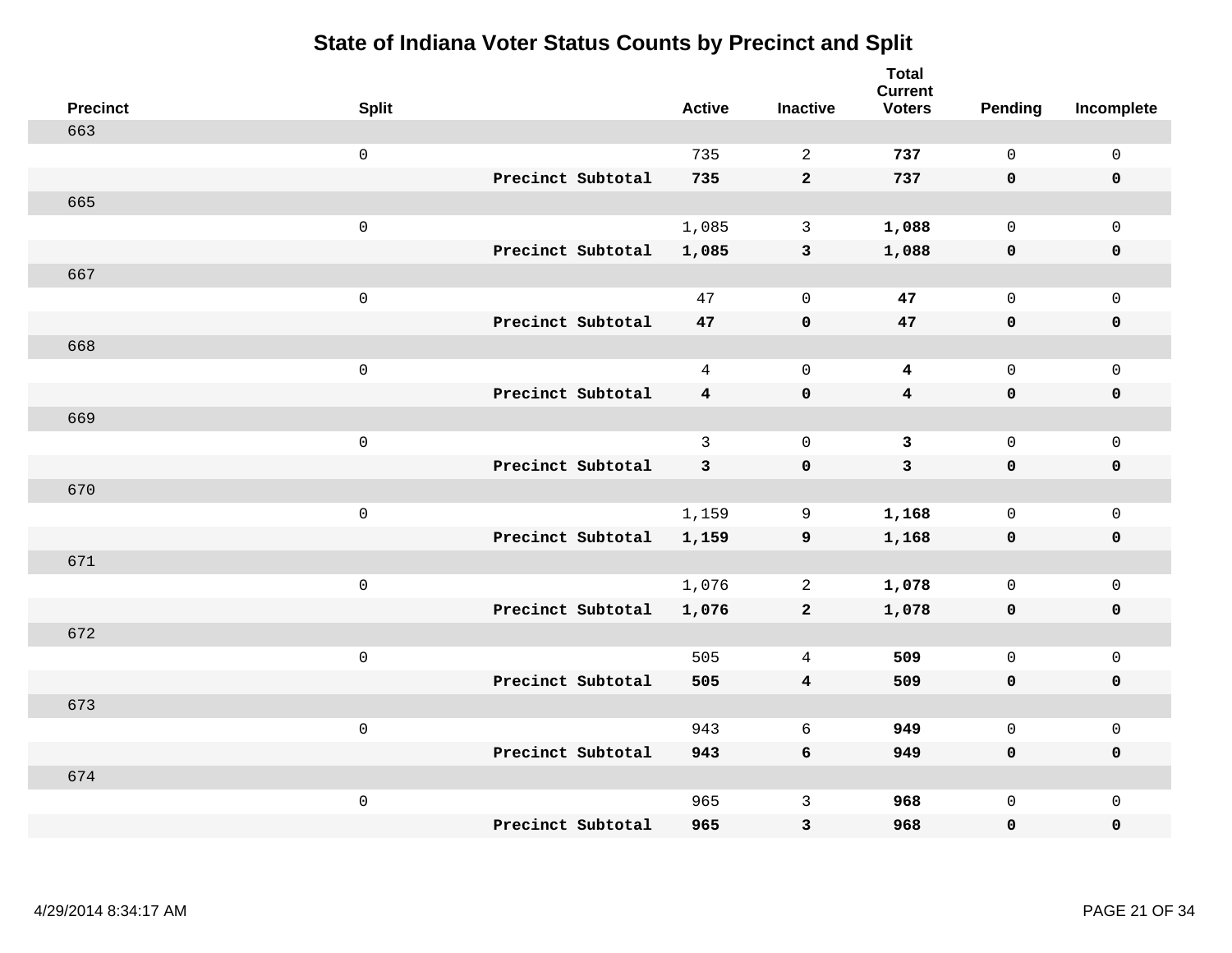# State of Indiana Voter Status Counts by Precinct and Split

| Precinct | Split | | Active | Inactive | Total Current Voters | Pending | Incomplete |
|---|---|---|---|---|---|---|---|
| 663 | | | | | | | |
| | 0 | | 735 | 2 | **737** | 0 | 0 |
| | | **Precinct Subtotal** | **735** | **2** | **737** | **0** | **0** |
| 665 | | | | | | | |
| | 0 | | 1,085 | 3 | **1,088** | 0 | 0 |
| | | **Precinct Subtotal** | **1,085** | **3** | **1,088** | **0** | **0** |
| 667 | | | | | | | |
| | 0 | | 47 | 0 | **47** | 0 | 0 |
| | | **Precinct Subtotal** | **47** | **0** | **47** | **0** | **0** |
| 668 | | | | | | | |
| | 0 | | 4 | 0 | **4** | 0 | 0 |
| | | **Precinct Subtotal** | **4** | **0** | **4** | **0** | **0** |
| 669 | | | | | | | |
| | 0 | | 3 | 0 | **3** | 0 | 0 |
| | | **Precinct Subtotal** | **3** | **0** | **3** | **0** | **0** |
| 670 | | | | | | | |
| | 0 | | 1,159 | 9 | **1,168** | 0 | 0 |
| | | **Precinct Subtotal** | **1,159** | **9** | **1,168** | **0** | **0** |
| 671 | | | | | | | |
| | 0 | | 1,076 | 2 | **1,078** | 0 | 0 |
| | | **Precinct Subtotal** | **1,076** | **2** | **1,078** | **0** | **0** |
| 672 | | | | | | | |
| | 0 | | 505 | 4 | **509** | 0 | 0 |
| | | **Precinct Subtotal** | **505** | **4** | **509** | **0** | **0** |
| 673 | | | | | | | |
| | 0 | | 943 | 6 | **949** | 0 | 0 |
| | | **Precinct Subtotal** | **943** | **6** | **949** | **0** | **0** |
| 674 | | | | | | | |
| | 0 | | 965 | 3 | **968** | 0 | 0 |
| | | **Precinct Subtotal** | **965** | **3** | **968** | **0** | **0** |

4/29/2014 8:34:17 AM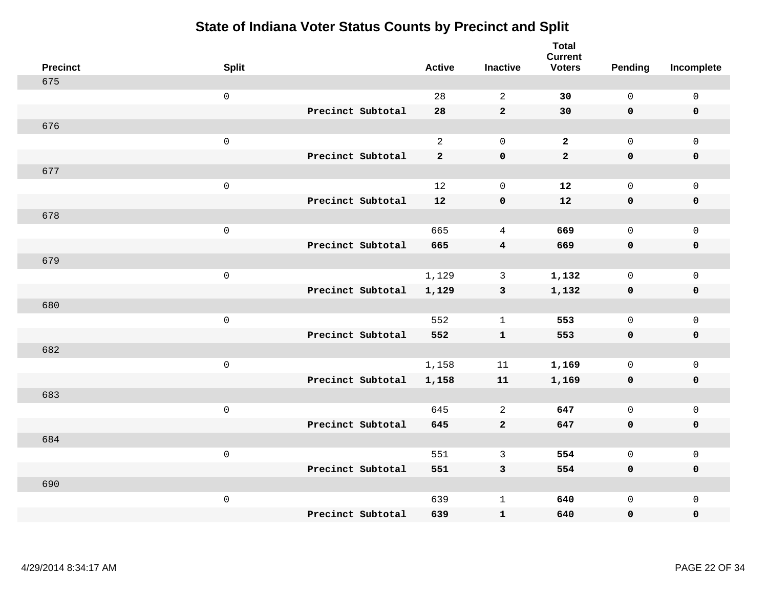# State of Indiana Voter Status Counts by Precinct and Split

| Precinct | Split | | Active | Inactive | Total Current Voters | Pending | Incomplete |
|---|---|---|---|---|---|---|---|
| 675 | | | | | | | |
| | 0 | | 28 | 2 | **30** | 0 | 0 |
| | | **Precinct Subtotal** | **28** | **2** | **30** | **0** | **0** |
| 676 | | | | | | | |
| | 0 | | 2 | 0 | **2** | 0 | 0 |
| | | **Precinct Subtotal** | **2** | **0** | **2** | **0** | **0** |
| 677 | | | | | | | |
| | 0 | | 12 | 0 | **12** | 0 | 0 |
| | | **Precinct Subtotal** | **12** | **0** | **12** | **0** | **0** |
| 678 | | | | | | | |
| | 0 | | 665 | 4 | **669** | 0 | 0 |
| | | **Precinct Subtotal** | **665** | **4** | **669** | **0** | **0** |
| 679 | | | | | | | |
| | 0 | | 1,129 | 3 | **1,132** | 0 | 0 |
| | | **Precinct Subtotal** | **1,129** | **3** | **1,132** | **0** | **0** |
| 680 | | | | | | | |
| | 0 | | 552 | 1 | **553** | 0 | 0 |
| | | **Precinct Subtotal** | **552** | **1** | **553** | **0** | **0** |
| 682 | | | | | | | |
| | 0 | | 1,158 | 11 | **1,169** | 0 | 0 |
| | | **Precinct Subtotal** | **1,158** | **11** | **1,169** | **0** | **0** |
| 683 | | | | | | | |
| | 0 | | 645 | 2 | **647** | 0 | 0 |
| | | **Precinct Subtotal** | **645** | **2** | **647** | **0** | **0** |
| 684 | | | | | | | |
| | 0 | | 551 | 3 | **554** | 0 | 0 |
| | | **Precinct Subtotal** | **551** | **3** | **554** | **0** | **0** |
| 690 | | | | | | | |
| | 0 | | 639 | 1 | **640** | 0 | 0 |
| | | **Precinct Subtotal** | **639** | **1** | **640** | **0** | **0** |

4/29/2014 8:34:17 AM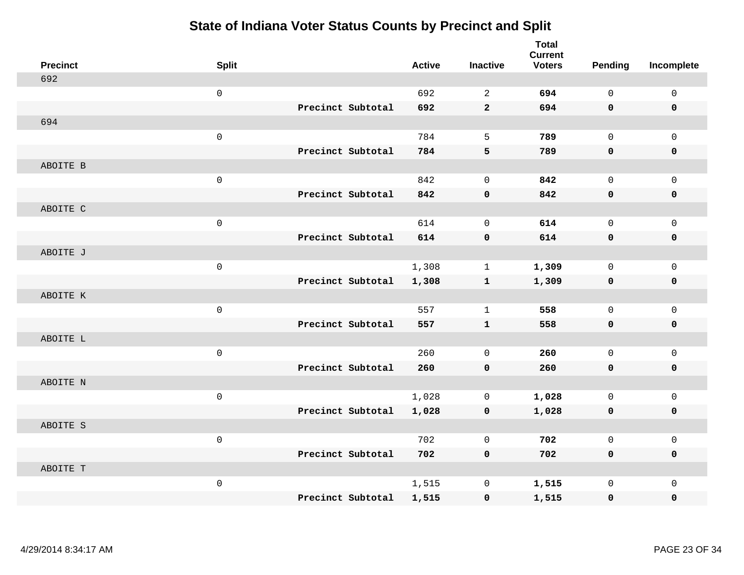# State of Indiana Voter Status Counts by Precinct and Split

| Precinct | Split | | Active | Inactive | Total Current Voters | Pending | Incomplete |
|---|---|---|---|---|---|---|---|
| 692 | | | | | | | |
| | 0 | | 692 | 2 | **694** | 0 | 0 |
| | | **Precinct Subtotal** | **692** | **2** | **694** | **0** | **0** |
| 694 | | | | | | | |
| | 0 | | 784 | 5 | **789** | 0 | 0 |
| | | **Precinct Subtotal** | **784** | **5** | **789** | **0** | **0** |
| ABOITE B | | | | | | | |
| | 0 | | 842 | 0 | **842** | 0 | 0 |
| | | **Precinct Subtotal** | **842** | **0** | **842** | **0** | **0** |
| ABOITE C | | | | | | | |
| | 0 | | 614 | 0 | **614** | 0 | 0 |
| | | **Precinct Subtotal** | **614** | **0** | **614** | **0** | **0** |
| ABOITE J | | | | | | | |
| | 0 | | 1,308 | 1 | **1,309** | 0 | 0 |
| | | **Precinct Subtotal** | **1,308** | **1** | **1,309** | **0** | **0** |
| ABOITE K | | | | | | | |
| | 0 | | 557 | 1 | **558** | 0 | 0 |
| | | **Precinct Subtotal** | **557** | **1** | **558** | **0** | **0** |
| ABOITE L | | | | | | | |
| | 0 | | 260 | 0 | **260** | 0 | 0 |
| | | **Precinct Subtotal** | **260** | **0** | **260** | **0** | **0** |
| ABOITE N | | | | | | | |
| | 0 | | 1,028 | 0 | **1,028** | 0 | 0 |
| | | **Precinct Subtotal** | **1,028** | **0** | **1,028** | **0** | **0** |
| ABOITE S | | | | | | | |
| | 0 | | 702 | 0 | **702** | 0 | 0 |
| | | **Precinct Subtotal** | **702** | **0** | **702** | **0** | **0** |
| ABOITE T | | | | | | | |
| | 0 | | 1,515 | 0 | **1,515** | 0 | 0 |
| | | **Precinct Subtotal** | **1,515** | **0** | **1,515** | **0** | **0** |

4/29/2014 8:34:17 AM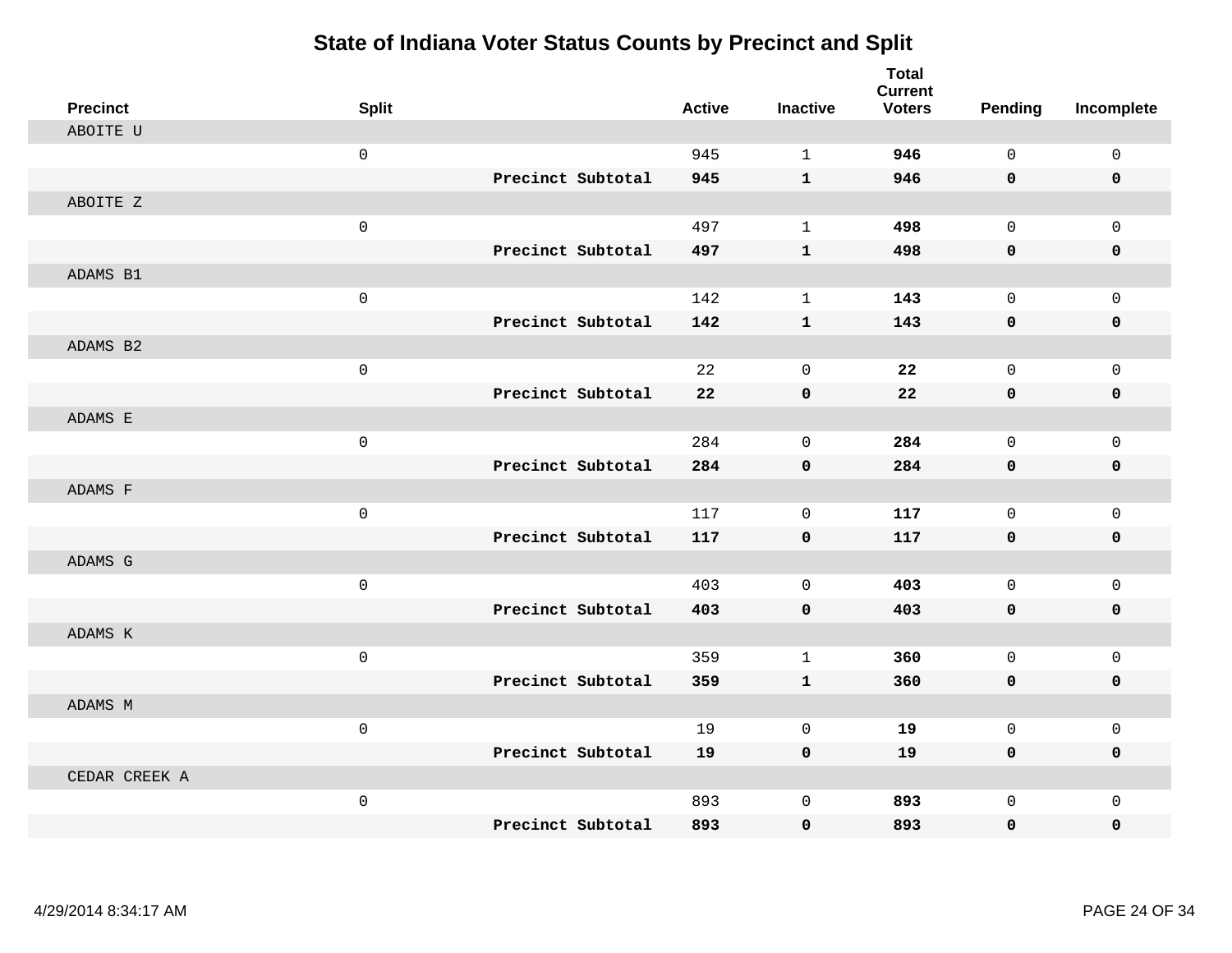# State of Indiana Voter Status Counts by Precinct and Split

| Precinct | Split | | Active | Inactive | Total Current Voters | Pending | Incomplete |
|---|---|---|---|---|---|---|---|
| ABOITE U | | | | | | | |
| | 0 | | 945 | 1 | **946** | 0 | 0 |
| | | **Precinct Subtotal** | **945** | **1** | **946** | **0** | **0** |
| ABOITE Z | | | | | | | |
| | 0 | | 497 | 1 | **498** | 0 | 0 |
| | | **Precinct Subtotal** | **497** | **1** | **498** | **0** | **0** |
| ADAMS B1 | | | | | | | |
| | 0 | | 142 | 1 | **143** | 0 | 0 |
| | | **Precinct Subtotal** | **142** | **1** | **143** | **0** | **0** |
| ADAMS B2 | | | | | | | |
| | 0 | | 22 | 0 | **22** | 0 | 0 |
| | | **Precinct Subtotal** | **22** | **0** | **22** | **0** | **0** |
| ADAMS E | | | | | | | |
| | 0 | | 284 | 0 | **284** | 0 | 0 |
| | | **Precinct Subtotal** | **284** | **0** | **284** | **0** | **0** |
| ADAMS F | | | | | | | |
| | 0 | | 117 | 0 | **117** | 0 | 0 |
| | | **Precinct Subtotal** | **117** | **0** | **117** | **0** | **0** |
| ADAMS G | | | | | | | |
| | 0 | | 403 | 0 | **403** | 0 | 0 |
| | | **Precinct Subtotal** | **403** | **0** | **403** | **0** | **0** |
| ADAMS K | | | | | | | |
| | 0 | | 359 | 1 | **360** | 0 | 0 |
| | | **Precinct Subtotal** | **359** | **1** | **360** | **0** | **0** |
| ADAMS M | | | | | | | |
| | 0 | | 19 | 0 | **19** | 0 | 0 |
| | | **Precinct Subtotal** | **19** | **0** | **19** | **0** | **0** |
| CEDAR CREEK A | | | | | | | |
| | 0 | | 893 | 0 | **893** | 0 | 0 |
| | | **Precinct Subtotal** | **893** | **0** | **893** | **0** | **0** |

4/29/2014 8:34:17 AM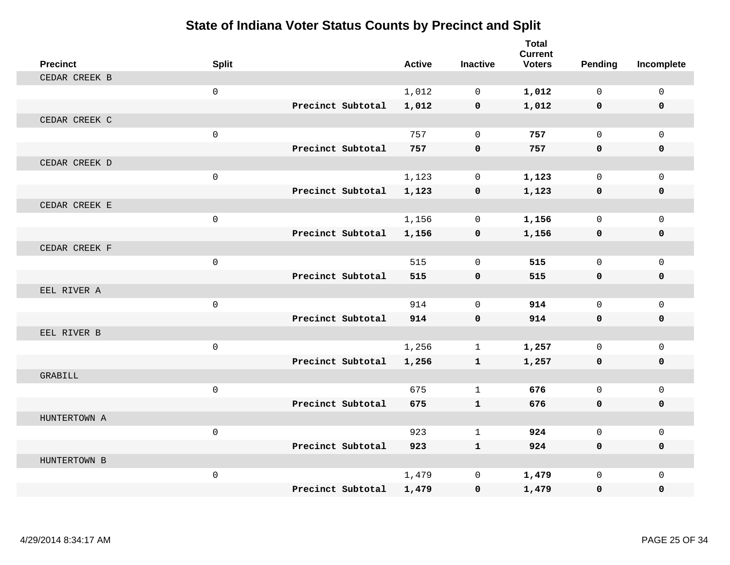# State of Indiana Voter Status Counts by Precinct and Split

| Precinct | Split | | Active | Inactive | Total Current Voters | Pending | Incomplete |
|---|---|---|---|---|---|---|---|
| CEDAR CREEK B | | | | | | | |
| | 0 | | 1,012 | 0 | **1,012** | 0 | 0 |
| | | **Precinct Subtotal** | **1,012** | **0** | **1,012** | **0** | **0** |
| CEDAR CREEK C | | | | | | | |
| | 0 | | 757 | 0 | **757** | 0 | 0 |
| | | **Precinct Subtotal** | **757** | **0** | **757** | **0** | **0** |
| CEDAR CREEK D | | | | | | | |
| | 0 | | 1,123 | 0 | **1,123** | 0 | 0 |
| | | **Precinct Subtotal** | **1,123** | **0** | **1,123** | **0** | **0** |
| CEDAR CREEK E | | | | | | | |
| | 0 | | 1,156 | 0 | **1,156** | 0 | 0 |
| | | **Precinct Subtotal** | **1,156** | **0** | **1,156** | **0** | **0** |
| CEDAR CREEK F | | | | | | | |
| | 0 | | 515 | 0 | **515** | 0 | 0 |
| | | **Precinct Subtotal** | **515** | **0** | **515** | **0** | **0** |
| EEL RIVER A | | | | | | | |
| | 0 | | 914 | 0 | **914** | 0 | 0 |
| | | **Precinct Subtotal** | **914** | **0** | **914** | **0** | **0** |
| EEL RIVER B | | | | | | | |
| | 0 | | 1,256 | 1 | **1,257** | 0 | 0 |
| | | **Precinct Subtotal** | **1,256** | **1** | **1,257** | **0** | **0** |
| GRABILL | | | | | | | |
| | 0 | | 675 | 1 | **676** | 0 | 0 |
| | | **Precinct Subtotal** | **675** | **1** | **676** | **0** | **0** |
| HUNTERTOWN A | | | | | | | |
| | 0 | | 923 | 1 | **924** | 0 | 0 |
| | | **Precinct Subtotal** | **923** | **1** | **924** | **0** | **0** |
| HUNTERTOWN B | | | | | | | |
| | 0 | | 1,479 | 0 | **1,479** | 0 | 0 |
| | | **Precinct Subtotal** | **1,479** | **0** | **1,479** | **0** | **0** |

4/29/2014 8:34:17 AM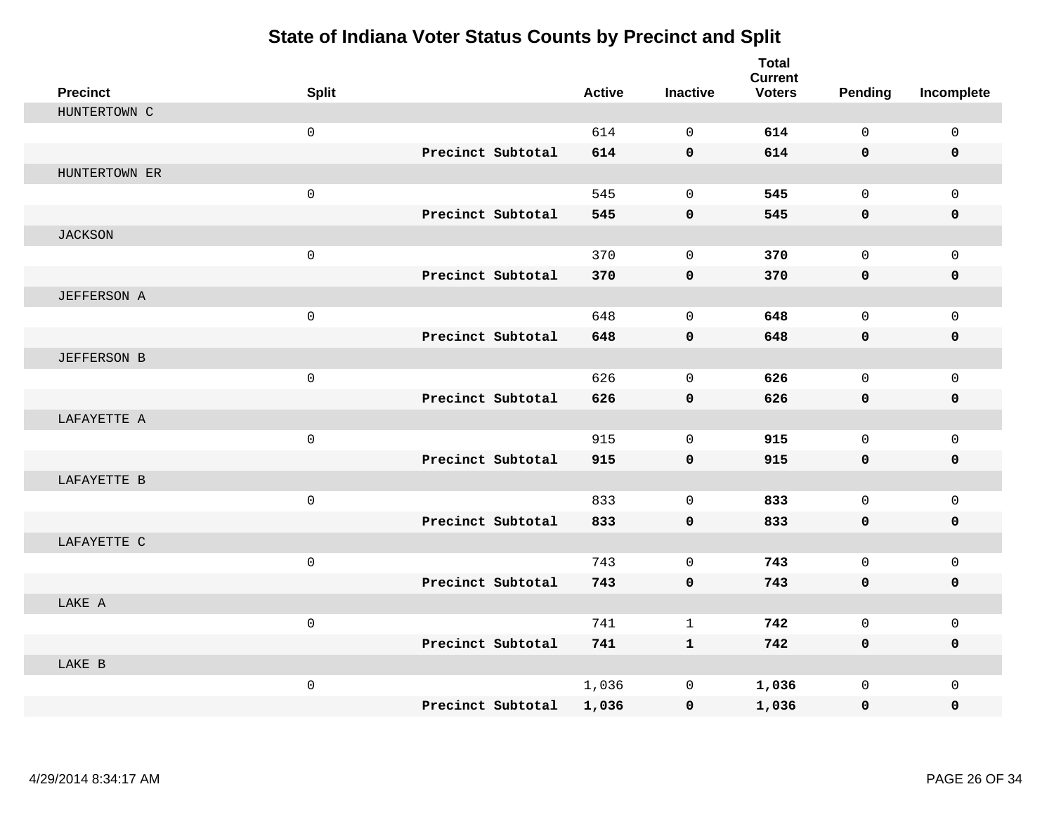# State of Indiana Voter Status Counts by Precinct and Split

| Precinct | Split | | Active | Inactive | Total Current Voters | Pending | Incomplete |
|---|---|---|---|---|---|---|---|
| HUNTERTOWN C | | | | | | | |
| | 0 | | 614 | 0 | **614** | 0 | 0 |
| | | **Precinct Subtotal** | **614** | **0** | **614** | **0** | **0** |
| HUNTERTOWN ER | | | | | | | |
| | 0 | | 545 | 0 | **545** | 0 | 0 |
| | | **Precinct Subtotal** | **545** | **0** | **545** | **0** | **0** |
| JACKSON | | | | | | | |
| | 0 | | 370 | 0 | **370** | 0 | 0 |
| | | **Precinct Subtotal** | **370** | **0** | **370** | **0** | **0** |
| JEFFERSON A | | | | | | | |
| | 0 | | 648 | 0 | **648** | 0 | 0 |
| | | **Precinct Subtotal** | **648** | **0** | **648** | **0** | **0** |
| JEFFERSON B | | | | | | | |
| | 0 | | 626 | 0 | **626** | 0 | 0 |
| | | **Precinct Subtotal** | **626** | **0** | **626** | **0** | **0** |
| LAFAYETTE A | | | | | | | |
| | 0 | | 915 | 0 | **915** | 0 | 0 |
| | | **Precinct Subtotal** | **915** | **0** | **915** | **0** | **0** |
| LAFAYETTE B | | | | | | | |
| | 0 | | 833 | 0 | **833** | 0 | 0 |
| | | **Precinct Subtotal** | **833** | **0** | **833** | **0** | **0** |
| LAFAYETTE C | | | | | | | |
| | 0 | | 743 | 0 | **743** | 0 | 0 |
| | | **Precinct Subtotal** | **743** | **0** | **743** | **0** | **0** |
| LAKE A | | | | | | | |
| | 0 | | 741 | 1 | **742** | 0 | 0 |
| | | **Precinct Subtotal** | **741** | **1** | **742** | **0** | **0** |
| LAKE B | | | | | | | |
| | 0 | | 1,036 | 0 | **1,036** | 0 | 0 |
| | | **Precinct Subtotal** | **1,036** | **0** | **1,036** | **0** | **0** |

4/29/2014 8:34:17 AM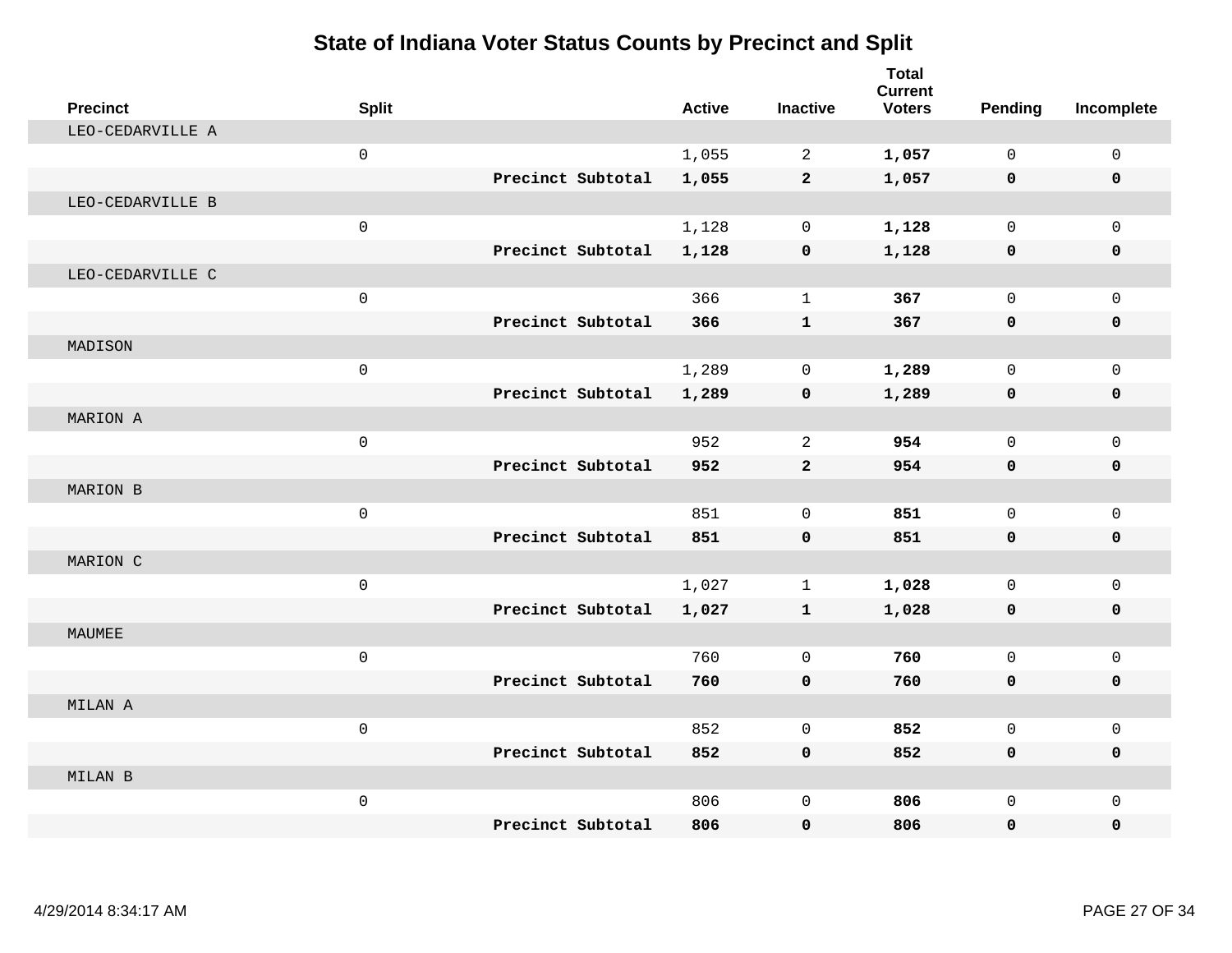# State of Indiana Voter Status Counts by Precinct and Split

| Precinct | Split | | Active | Inactive | Total Current Voters | Pending | Incomplete |
|---|---|---|---|---|---|---|---|
| LEO-CEDARVILLE A | | | | | | | |
| | 0 | | 1,055 | 2 | **1,057** | 0 | 0 |
| | | **Precinct Subtotal** | **1,055** | **2** | **1,057** | **0** | **0** |
| LEO-CEDARVILLE B | | | | | | | |
| | 0 | | 1,128 | 0 | **1,128** | 0 | 0 |
| | | **Precinct Subtotal** | **1,128** | **0** | **1,128** | **0** | **0** |
| LEO-CEDARVILLE C | | | | | | | |
| | 0 | | 366 | 1 | **367** | 0 | 0 |
| | | **Precinct Subtotal** | **366** | **1** | **367** | **0** | **0** |
| MADISON | | | | | | | |
| | 0 | | 1,289 | 0 | **1,289** | 0 | 0 |
| | | **Precinct Subtotal** | **1,289** | **0** | **1,289** | **0** | **0** |
| MARION A | | | | | | | |
| | 0 | | 952 | 2 | **954** | 0 | 0 |
| | | **Precinct Subtotal** | **952** | **2** | **954** | **0** | **0** |
| MARION B | | | | | | | |
| | 0 | | 851 | 0 | **851** | 0 | 0 |
| | | **Precinct Subtotal** | **851** | **0** | **851** | **0** | **0** |
| MARION C | | | | | | | |
| | 0 | | 1,027 | 1 | **1,028** | 0 | 0 |
| | | **Precinct Subtotal** | **1,027** | **1** | **1,028** | **0** | **0** |
| MAUMEE | | | | | | | |
| | 0 | | 760 | 0 | **760** | 0 | 0 |
| | | **Precinct Subtotal** | **760** | **0** | **760** | **0** | **0** |
| MILAN A | | | | | | | |
| | 0 | | 852 | 0 | **852** | 0 | 0 |
| | | **Precinct Subtotal** | **852** | **0** | **852** | **0** | **0** |
| MILAN B | | | | | | | |
| | 0 | | 806 | 0 | **806** | 0 | 0 |
| | | **Precinct Subtotal** | **806** | **0** | **806** | **0** | **0** |

4/29/2014 8:34:17 AM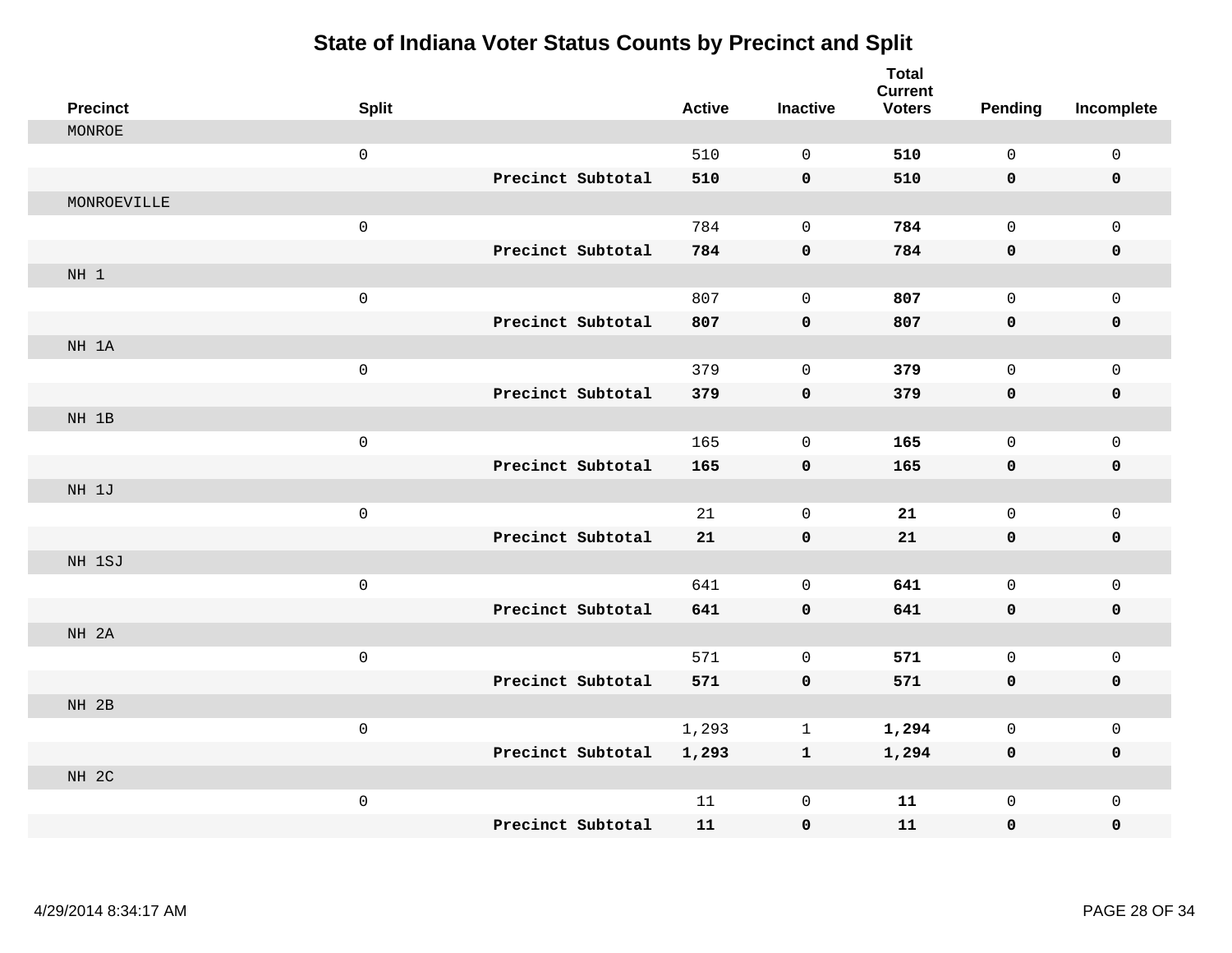# State of Indiana Voter Status Counts by Precinct and Split

| Precinct | Split | | Active | Inactive | Total Current Voters | Pending | Incomplete |
|---|---|---|---|---|---|---|---|
| MONROE | | | | | | | |
| | 0 | | 510 | 0 | **510** | 0 | 0 |
| | | **Precinct Subtotal** | **510** | **0** | **510** | **0** | **0** |
| MONROEVILLE | | | | | | | |
| | 0 | | 784 | 0 | **784** | 0 | 0 |
| | | **Precinct Subtotal** | **784** | **0** | **784** | **0** | **0** |
| NH 1 | | | | | | | |
| | 0 | | 807 | 0 | **807** | 0 | 0 |
| | | **Precinct Subtotal** | **807** | **0** | **807** | **0** | **0** |
| NH 1A | | | | | | | |
| | 0 | | 379 | 0 | **379** | 0 | 0 |
| | | **Precinct Subtotal** | **379** | **0** | **379** | **0** | **0** |
| NH 1B | | | | | | | |
| | 0 | | 165 | 0 | **165** | 0 | 0 |
| | | **Precinct Subtotal** | **165** | **0** | **165** | **0** | **0** |
| NH 1J | | | | | | | |
| | 0 | | 21 | 0 | **21** | 0 | 0 |
| | | **Precinct Subtotal** | **21** | **0** | **21** | **0** | **0** |
| NH 1SJ | | | | | | | |
| | 0 | | 641 | 0 | **641** | 0 | 0 |
| | | **Precinct Subtotal** | **641** | **0** | **641** | **0** | **0** |
| NH 2A | | | | | | | |
| | 0 | | 571 | 0 | **571** | 0 | 0 |
| | | **Precinct Subtotal** | **571** | **0** | **571** | **0** | **0** |
| NH 2B | | | | | | | |
| | 0 | | 1,293 | 1 | **1,294** | 0 | 0 |
| | | **Precinct Subtotal** | **1,293** | **1** | **1,294** | **0** | **0** |
| NH 2C | | | | | | | |
| | 0 | | 11 | 0 | **11** | 0 | 0 |
| | | **Precinct Subtotal** | **11** | **0** | **11** | **0** | **0** |

4/29/2014 8:34:17 AM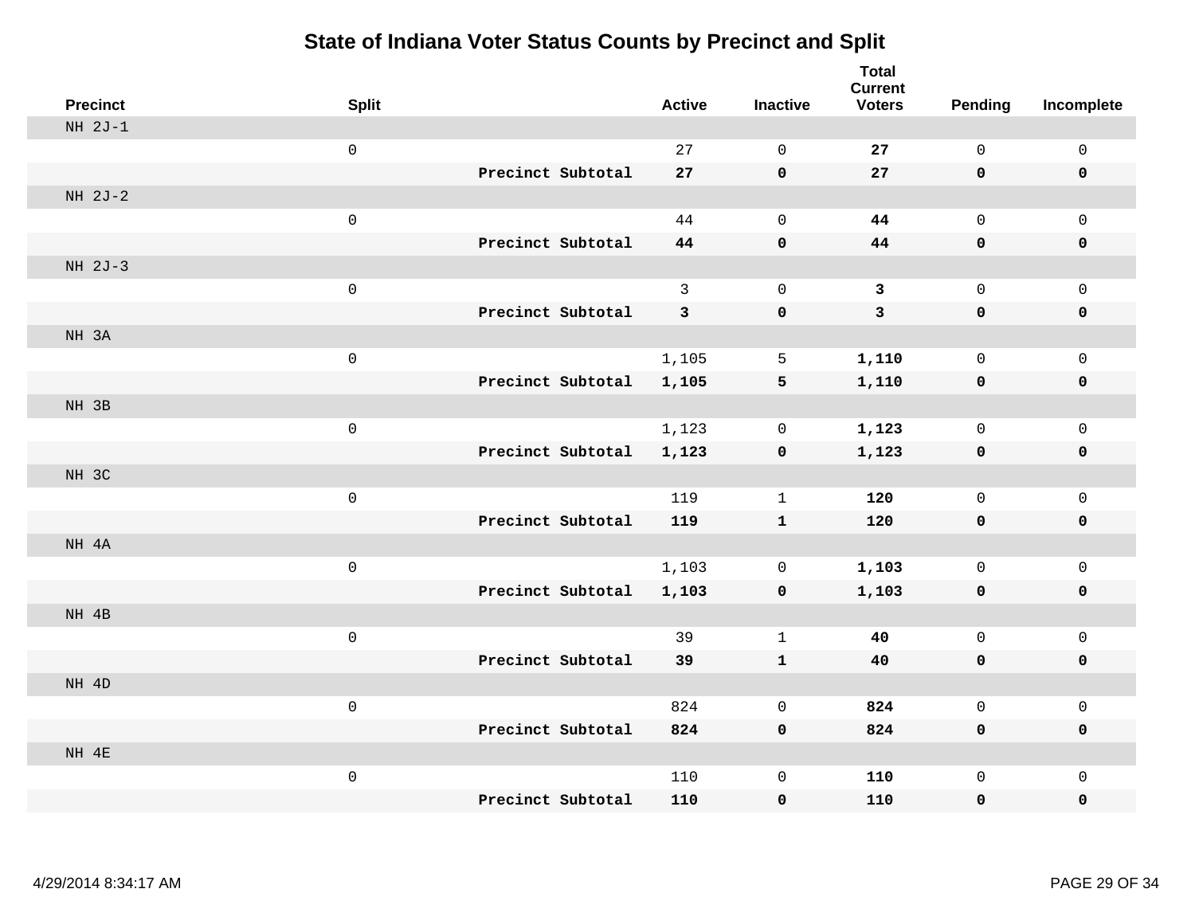# State of Indiana Voter Status Counts by Precinct and Split

| Precinct | Split | | Active | Inactive | Total Current Voters | Pending | Incomplete |
|---|---|---|---|---|---|---|---|
| NH 2J-1 | | | | | | | |
| | 0 | | 27 | 0 | **27** | 0 | 0 |
| | | **Precinct Subtotal** | **27** | **0** | **27** | **0** | **0** |
| NH 2J-2 | | | | | | | |
| | 0 | | 44 | 0 | **44** | 0 | 0 |
| | | **Precinct Subtotal** | **44** | **0** | **44** | **0** | **0** |
| NH 2J-3 | | | | | | | |
| | 0 | | 3 | 0 | **3** | 0 | 0 |
| | | **Precinct Subtotal** | **3** | **0** | **3** | **0** | **0** |
| NH 3A | | | | | | | |
| | 0 | | 1,105 | 5 | **1,110** | 0 | 0 |
| | | **Precinct Subtotal** | **1,105** | **5** | **1,110** | **0** | **0** |
| NH 3B | | | | | | | |
| | 0 | | 1,123 | 0 | **1,123** | 0 | 0 |
| | | **Precinct Subtotal** | **1,123** | **0** | **1,123** | **0** | **0** |
| NH 3C | | | | | | | |
| | 0 | | 119 | 1 | **120** | 0 | 0 |
| | | **Precinct Subtotal** | **119** | **1** | **120** | **0** | **0** |
| NH 4A | | | | | | | |
| | 0 | | 1,103 | 0 | **1,103** | 0 | 0 |
| | | **Precinct Subtotal** | **1,103** | **0** | **1,103** | **0** | **0** |
| NH 4B | | | | | | | |
| | 0 | | 39 | 1 | **40** | 0 | 0 |
| | | **Precinct Subtotal** | **39** | **1** | **40** | **0** | **0** |
| NH 4D | | | | | | | |
| | 0 | | 824 | 0 | **824** | 0 | 0 |
| | | **Precinct Subtotal** | **824** | **0** | **824** | **0** | **0** |
| NH 4E | | | | | | | |
| | 0 | | 110 | 0 | **110** | 0 | 0 |
| | | **Precinct Subtotal** | **110** | **0** | **110** | **0** | **0** |

4/29/2014 8:34:17 AM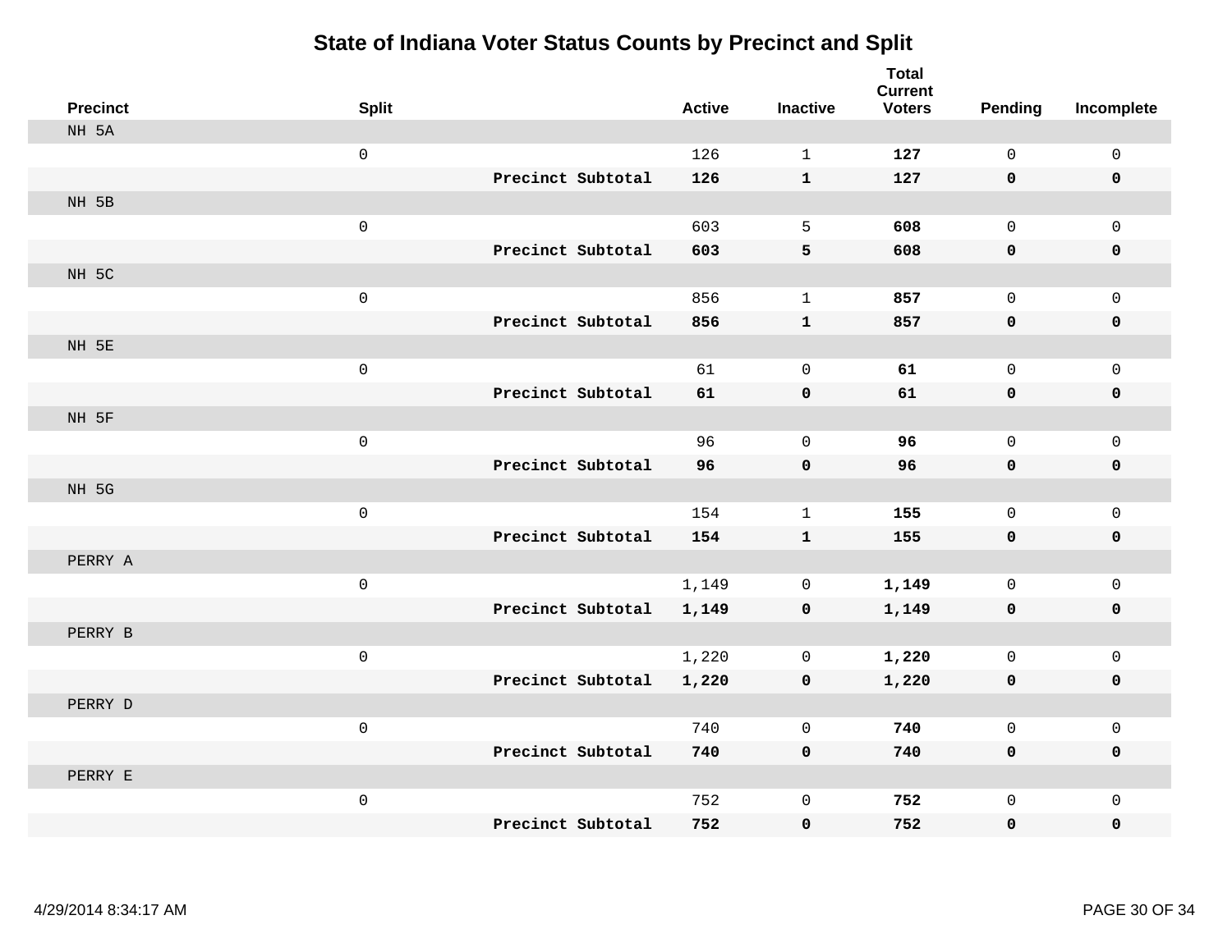# State of Indiana Voter Status Counts by Precinct and Split

| Precinct | Split | | Active | Inactive | Total Current Voters | Pending | Incomplete |
|---|---|---|---|---|---|---|---|
| NH 5A | | | | | | | |
| | 0 | | 126 | 1 | **127** | 0 | 0 |
| | | **Precinct Subtotal** | **126** | **1** | **127** | **0** | **0** |
| NH 5B | | | | | | | |
| | 0 | | 603 | 5 | **608** | 0 | 0 |
| | | **Precinct Subtotal** | **603** | **5** | **608** | **0** | **0** |
| NH 5C | | | | | | | |
| | 0 | | 856 | 1 | **857** | 0 | 0 |
| | | **Precinct Subtotal** | **856** | **1** | **857** | **0** | **0** |
| NH 5E | | | | | | | |
| | 0 | | 61 | 0 | **61** | 0 | 0 |
| | | **Precinct Subtotal** | **61** | **0** | **61** | **0** | **0** |
| NH 5F | | | | | | | |
| | 0 | | 96 | 0 | **96** | 0 | 0 |
| | | **Precinct Subtotal** | **96** | **0** | **96** | **0** | **0** |
| NH 5G | | | | | | | |
| | 0 | | 154 | 1 | **155** | 0 | 0 |
| | | **Precinct Subtotal** | **154** | **1** | **155** | **0** | **0** |
| PERRY A | | | | | | | |
| | 0 | | 1,149 | 0 | **1,149** | 0 | 0 |
| | | **Precinct Subtotal** | **1,149** | **0** | **1,149** | **0** | **0** |
| PERRY B | | | | | | | |
| | 0 | | 1,220 | 0 | **1,220** | 0 | 0 |
| | | **Precinct Subtotal** | **1,220** | **0** | **1,220** | **0** | **0** |
| PERRY D | | | | | | | |
| | 0 | | 740 | 0 | **740** | 0 | 0 |
| | | **Precinct Subtotal** | **740** | **0** | **740** | **0** | **0** |
| PERRY E | | | | | | | |
| | 0 | | 752 | 0 | **752** | 0 | 0 |
| | | **Precinct Subtotal** | **752** | **0** | **752** | **0** | **0** |

4/29/2014 8:34:17 AM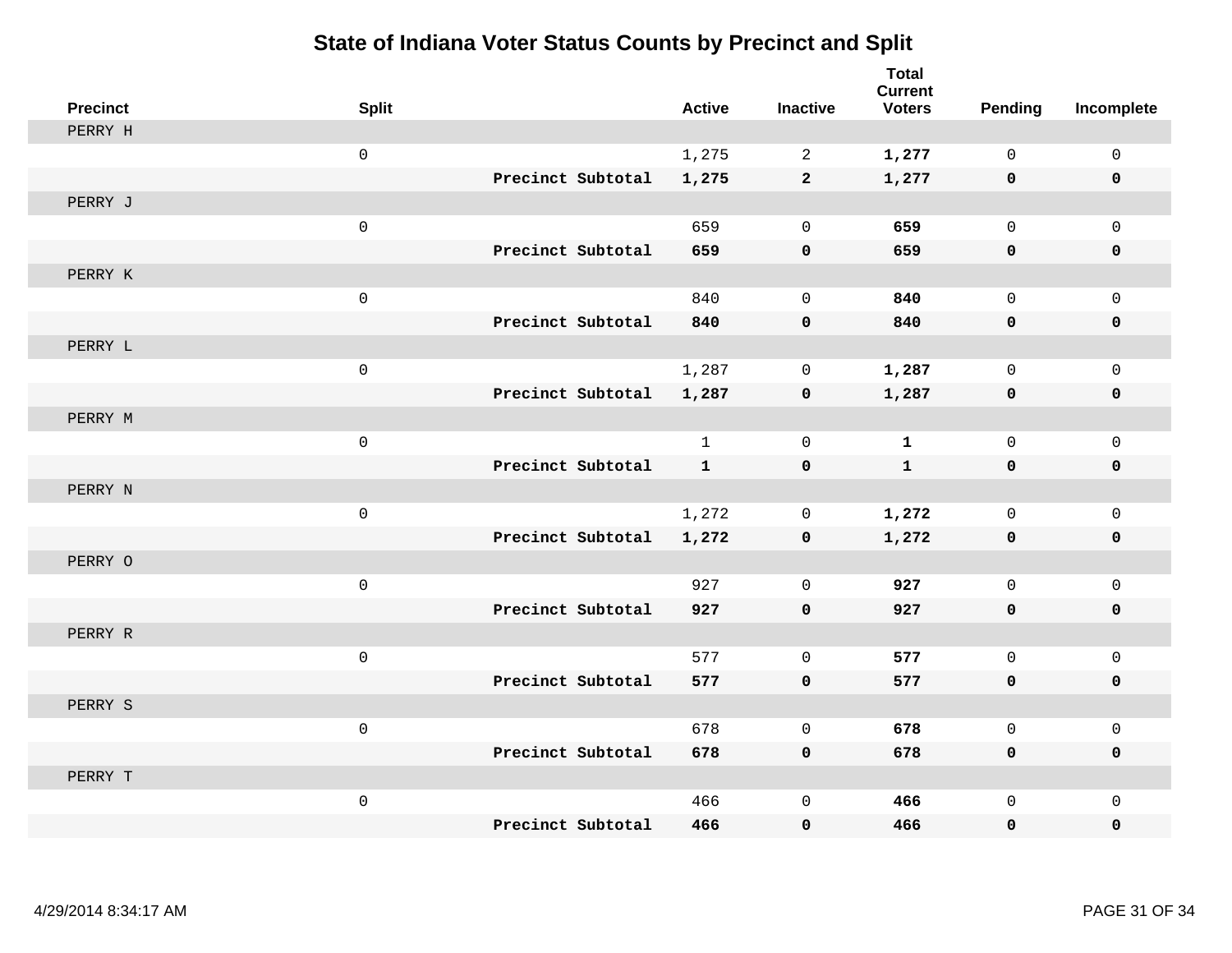# State of Indiana Voter Status Counts by Precinct and Split

| Precinct | Split | | Active | Inactive | Total Current Voters | Pending | Incomplete |
|---|---|---|---|---|---|---|---|
| PERRY H | | | | | | | |
| | 0 | | 1,275 | 2 | **1,277** | 0 | 0 |
| | | **Precinct Subtotal** | **1,275** | **2** | **1,277** | **0** | **0** |
| PERRY J | | | | | | | |
| | 0 | | 659 | 0 | **659** | 0 | 0 |
| | | **Precinct Subtotal** | **659** | **0** | **659** | **0** | **0** |
| PERRY K | | | | | | | |
| | 0 | | 840 | 0 | **840** | 0 | 0 |
| | | **Precinct Subtotal** | **840** | **0** | **840** | **0** | **0** |
| PERRY L | | | | | | | |
| | 0 | | 1,287 | 0 | **1,287** | 0 | 0 |
| | | **Precinct Subtotal** | **1,287** | **0** | **1,287** | **0** | **0** |
| PERRY M | | | | | | | |
| | 0 | | 1 | 0 | **1** | 0 | 0 |
| | | **Precinct Subtotal** | **1** | **0** | **1** | **0** | **0** |
| PERRY N | | | | | | | |
| | 0 | | 1,272 | 0 | **1,272** | 0 | 0 |
| | | **Precinct Subtotal** | **1,272** | **0** | **1,272** | **0** | **0** |
| PERRY O | | | | | | | |
| | 0 | | 927 | 0 | **927** | 0 | 0 |
| | | **Precinct Subtotal** | **927** | **0** | **927** | **0** | **0** |
| PERRY R | | | | | | | |
| | 0 | | 577 | 0 | **577** | 0 | 0 |
| | | **Precinct Subtotal** | **577** | **0** | **577** | **0** | **0** |
| PERRY S | | | | | | | |
| | 0 | | 678 | 0 | **678** | 0 | 0 |
| | | **Precinct Subtotal** | **678** | **0** | **678** | **0** | **0** |
| PERRY T | | | | | | | |
| | 0 | | 466 | 0 | **466** | 0 | 0 |
| | | **Precinct Subtotal** | **466** | **0** | **466** | **0** | **0** |

4/29/2014 8:34:17 AM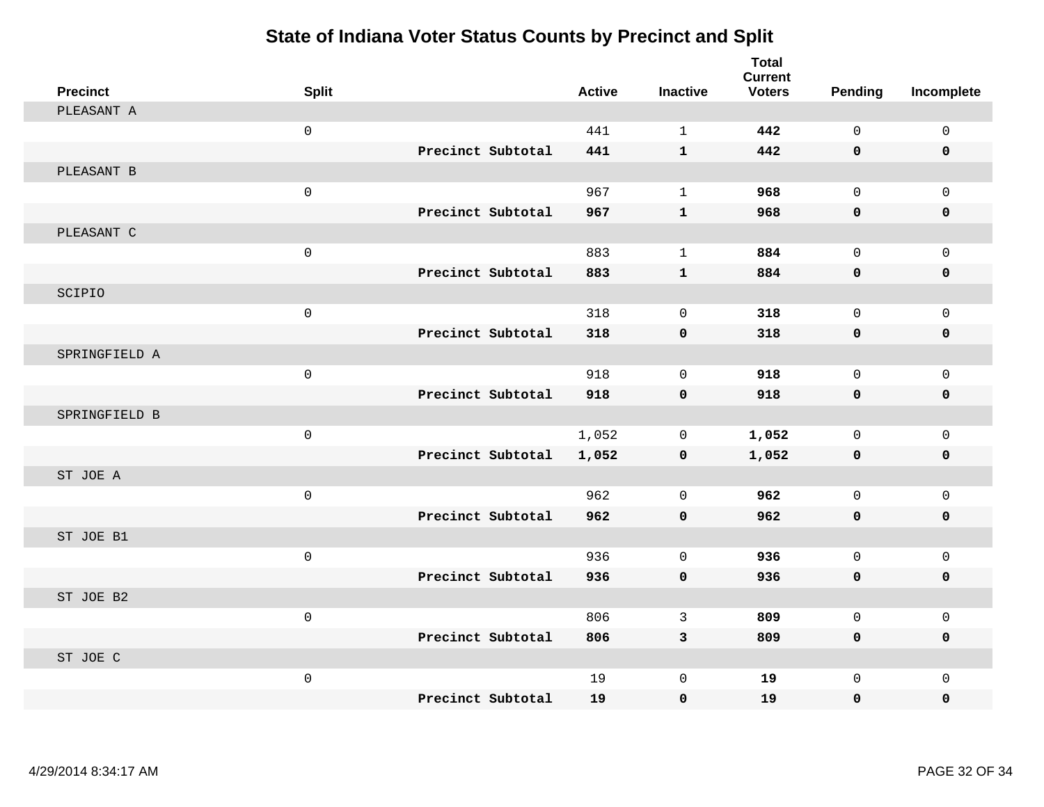# State of Indiana Voter Status Counts by Precinct and Split

| Precinct | Split | | Active | Inactive | Total Current Voters | Pending | Incomplete |
|---|---|---|---|---|---|---|---|
| PLEASANT A | | | | | | | |
| | 0 | | 441 | 1 | **442** | 0 | 0 |
| | | **Precinct Subtotal** | **441** | **1** | **442** | **0** | **0** |
| PLEASANT B | | | | | | | |
| | 0 | | 967 | 1 | **968** | 0 | 0 |
| | | **Precinct Subtotal** | **967** | **1** | **968** | **0** | **0** |
| PLEASANT C | | | | | | | |
| | 0 | | 883 | 1 | **884** | 0 | 0 |
| | | **Precinct Subtotal** | **883** | **1** | **884** | **0** | **0** |
| SCIPIO | | | | | | | |
| | 0 | | 318 | 0 | **318** | 0 | 0 |
| | | **Precinct Subtotal** | **318** | **0** | **318** | **0** | **0** |
| SPRINGFIELD A | | | | | | | |
| | 0 | | 918 | 0 | **918** | 0 | 0 |
| | | **Precinct Subtotal** | **918** | **0** | **918** | **0** | **0** |
| SPRINGFIELD B | | | | | | | |
| | 0 | | 1,052 | 0 | **1,052** | 0 | 0 |
| | | **Precinct Subtotal** | **1,052** | **0** | **1,052** | **0** | **0** |
| ST JOE A | | | | | | | |
| | 0 | | 962 | 0 | **962** | 0 | 0 |
| | | **Precinct Subtotal** | **962** | **0** | **962** | **0** | **0** |
| ST JOE B1 | | | | | | | |
| | 0 | | 936 | 0 | **936** | 0 | 0 |
| | | **Precinct Subtotal** | **936** | **0** | **936** | **0** | **0** |
| ST JOE B2 | | | | | | | |
| | 0 | | 806 | 3 | **809** | 0 | 0 |
| | | **Precinct Subtotal** | **806** | **3** | **809** | **0** | **0** |
| ST JOE C | | | | | | | |
| | 0 | | 19 | 0 | **19** | 0 | 0 |
| | | **Precinct Subtotal** | **19** | **0** | **19** | **0** | **0** |

4/29/2014 8:34:17 AM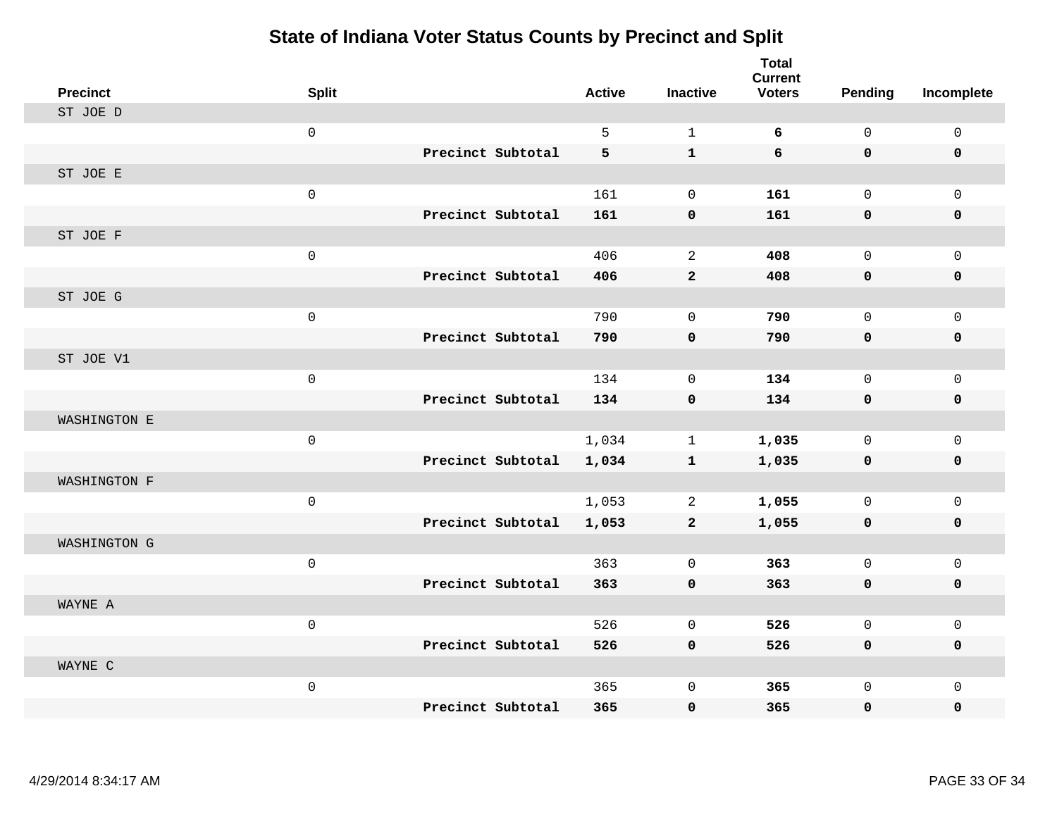# State of Indiana Voter Status Counts by Precinct and Split

| Precinct | Split | | Active | Inactive | Total Current Voters | Pending | Incomplete |
|---|---|---|---|---|---|---|---|
| ST JOE D | | | | | | | |
| | 0 | | 5 | 1 | **6** | 0 | 0 |
| | | **Precinct Subtotal** | **5** | **1** | **6** | **0** | **0** |
| ST JOE E | | | | | | | |
| | 0 | | 161 | 0 | **161** | 0 | 0 |
| | | **Precinct Subtotal** | **161** | **0** | **161** | **0** | **0** |
| ST JOE F | | | | | | | |
| | 0 | | 406 | 2 | **408** | 0 | 0 |
| | | **Precinct Subtotal** | **406** | **2** | **408** | **0** | **0** |
| ST JOE G | | | | | | | |
| | 0 | | 790 | 0 | **790** | 0 | 0 |
| | | **Precinct Subtotal** | **790** | **0** | **790** | **0** | **0** |
| ST JOE V1 | | | | | | | |
| | 0 | | 134 | 0 | **134** | 0 | 0 |
| | | **Precinct Subtotal** | **134** | **0** | **134** | **0** | **0** |
| WASHINGTON E | | | | | | | |
| | 0 | | 1,034 | 1 | **1,035** | 0 | 0 |
| | | **Precinct Subtotal** | **1,034** | **1** | **1,035** | **0** | **0** |
| WASHINGTON F | | | | | | | |
| | 0 | | 1,053 | 2 | **1,055** | 0 | 0 |
| | | **Precinct Subtotal** | **1,053** | **2** | **1,055** | **0** | **0** |
| WASHINGTON G | | | | | | | |
| | 0 | | 363 | 0 | **363** | 0 | 0 |
| | | **Precinct Subtotal** | **363** | **0** | **363** | **0** | **0** |
| WAYNE A | | | | | | | |
| | 0 | | 526 | 0 | **526** | 0 | 0 |
| | | **Precinct Subtotal** | **526** | **0** | **526** | **0** | **0** |
| WAYNE C | | | | | | | |
| | 0 | | 365 | 0 | **365** | 0 | 0 |
| | | **Precinct Subtotal** | **365** | **0** | **365** | **0** | **0** |

4/29/2014 8:34:17 AM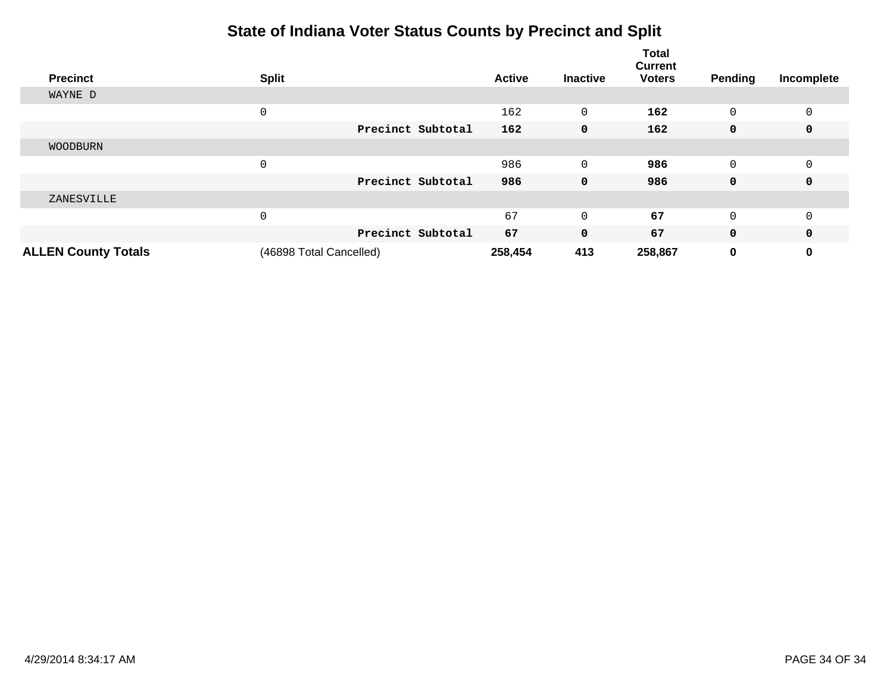# State of Indiana Voter Status Counts by Precinct and Split

| Precinct | Split | Active | Inactive | Total Current Voters | Pending | Incomplete |
|---|---|---|---|---|---|---|
| WAYNE D | | | | | | |
| | 0 | 162 | 0 | **162** | 0 | 0 |
| | **Precinct Subtotal** | **162** | **0** | **162** | **0** | **0** |
| WOODBURN | | | | | | |
| | 0 | 986 | 0 | **986** | 0 | 0 |
| | **Precinct Subtotal** | **986** | **0** | **986** | **0** | **0** |
| ZANESVILLE | | | | | | |
| | 0 | 67 | 0 | **67** | 0 | 0 |
| | **Precinct Subtotal** | **67** | **0** | **67** | **0** | **0** |
| **ALLEN County Totals** | (46898 Total Cancelled) | **258,454** | **413** | **258,867** | **0** | **0** |

4/29/2014 8:34:17 AM